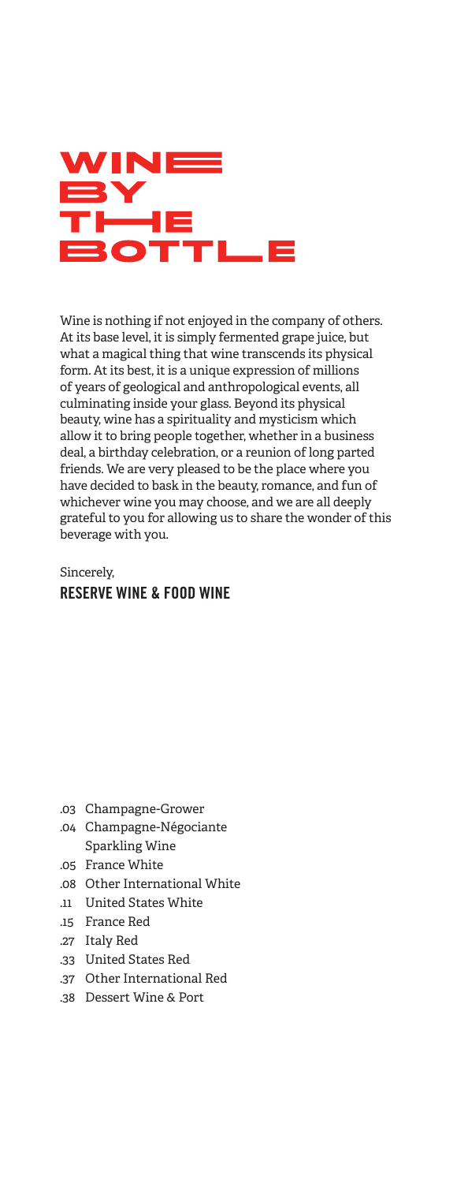# WINE BY THE BOTTLE

Wine is nothing if not enjoyed in the company of others. At its base level, it is simply fermented grape juice, but what a magical thing that wine transcends its physical form. At its best, it is a unique expression of millions of years of geological and anthropological events, all culminating inside your glass. Beyond its physical beauty, wine has a spirituality and mysticism which allow it to bring people together, whether in a business deal, a birthday celebration, or a reunion of long parted friends. We are very pleased to be the place where you have decided to bask in the beauty, romance, and fun of whichever wine you may choose, and we are all deeply grateful to you for allowing us to share the wonder of this beverage with you.

Sincerely,
**RESERVE WINE & FOOD WINE**

- .03 Champagne-Grower
- .04 Champagne-Négociante
  Sparkling Wine
- .05 France White
- .08 Other International White
- .11 United States White
- .15 France Red
- .27 Italy Red
- .33 United States Red
- .37 Other International Red
- .38 Dessert Wine & Port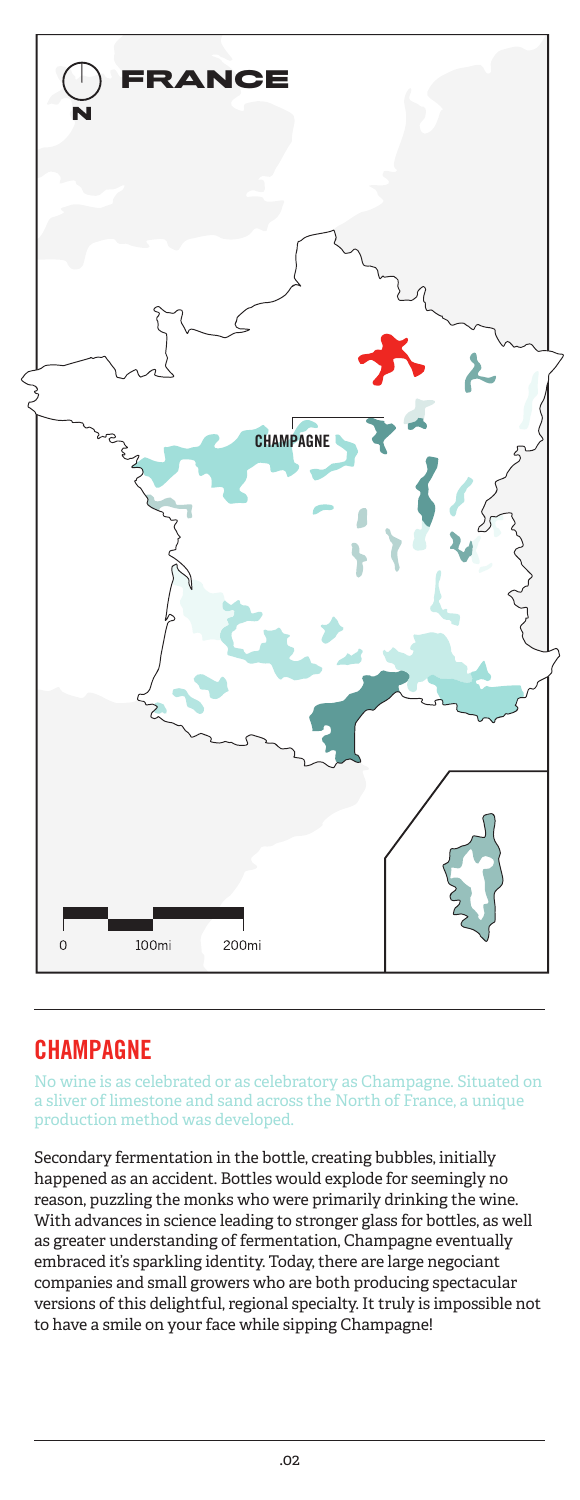## CHAMPAGNE

No wine is as celebrated or as celebratory as Champagne. Situated on a sliver of limestone and sand across the North of France, a unique production method was developed.

Secondary fermentation in the bottle, creating bubbles, initially happened as an accident. Bottles would explode for seemingly no reason, puzzling the monks who were primarily drinking the wine. With advances in science leading to stronger glass for bottles, as well as greater understanding of fermentation, Champagne eventually embraced it's sparkling identity. Today, there are large negociant companies and small growers who are both producing spectacular versions of this delightful, regional specialty. It truly is impossible not to have a smile on your face while sipping Champagne!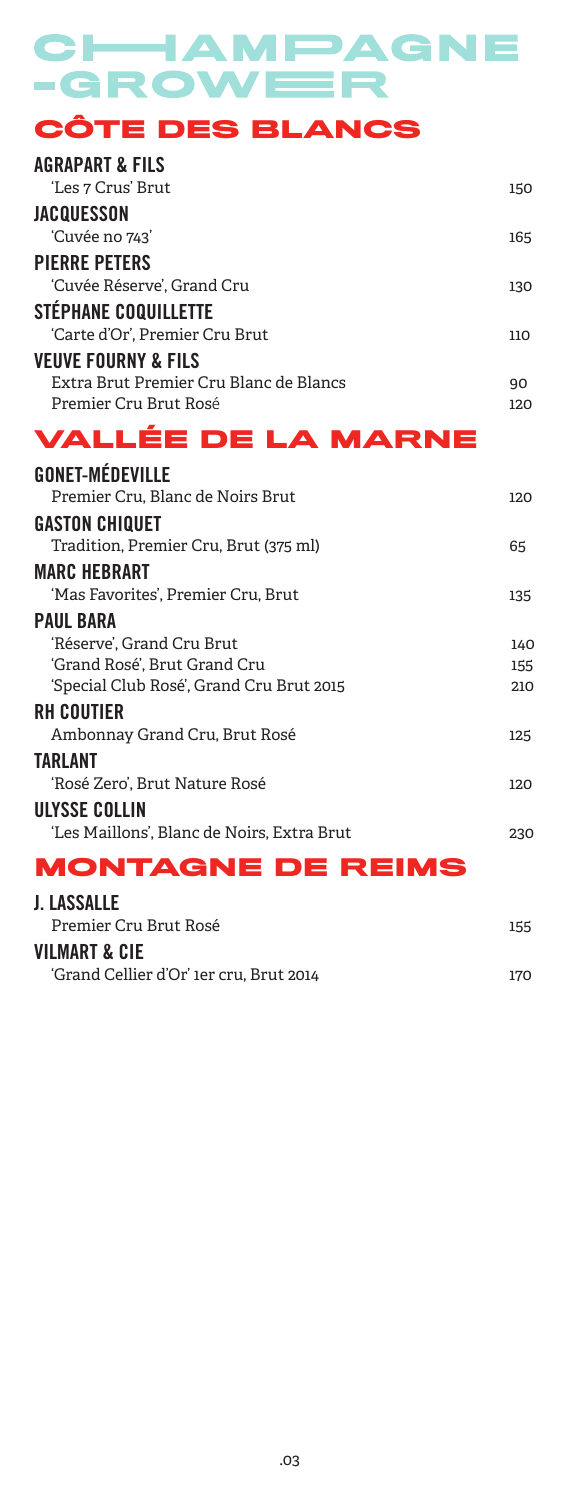# CHAMPAGNE -GROWER

## CÔTE DES BLANCS

**AGRAPART & FILS**
'Les 7 Crus' Brut — 150

**JACQUESSON**
'Cuvée no 743' — 165

**PIERRE PETERS**
'Cuvée Réserve', Grand Cru — 130

**STÉPHANE COQUILLETTE**
'Carte d'Or', Premier Cru Brut — 110

**VEUVE FOURNY & FILS**
Extra Brut Premier Cru Blanc de Blancs — 90
Premier Cru Brut Rosé — 120

## VALLÉE DE LA MARNE

**GONET-MÉDEVILLE**
Premier Cru, Blanc de Noirs Brut — 120

**GASTON CHIQUET**
Tradition, Premier Cru, Brut (375 ml) — 65

**MARC HEBRART**
'Mas Favorites', Premier Cru, Brut — 135

**PAUL BARA**
'Réserve', Grand Cru Brut — 140
'Grand Rosé', Brut Grand Cru — 155
'Special Club Rosé', Grand Cru Brut 2015 — 210

**RH COUTIER**
Ambonnay Grand Cru, Brut Rosé — 125

**TARLANT**
'Rosé Zero', Brut Nature Rosé — 120

**ULYSSE COLLIN**
'Les Maillons', Blanc de Noirs, Extra Brut — 230

## MONTAGNE DE REIMS

**J. LASSALLE**
Premier Cru Brut Rosé — 155

**VILMART & CIE**
'Grand Cellier d'Or' 1er cru, Brut 2014 — 170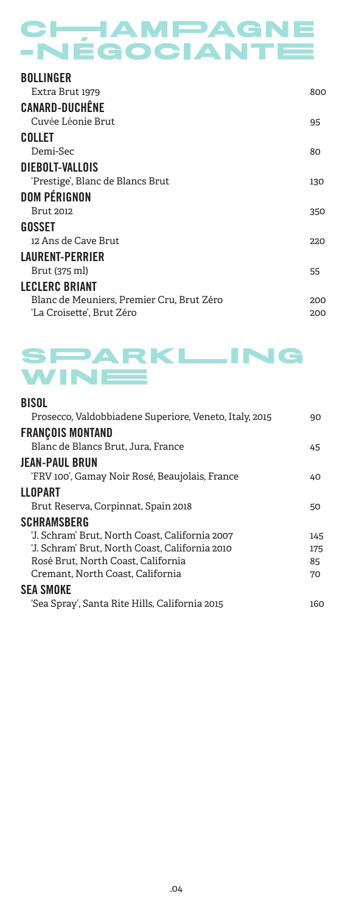# CHAMPAGNE -NÉGOCIANTE

### BOLLINGER

| | |
|---|---|
| Extra Brut 1979 | 800 |

### CANARD-DUCHÊNE

| | |
|---|---|
| Cuvée Léonie Brut | 95 |

### COLLET

| | |
|---|---|
| Demi-Sec | 80 |

### DIEBOLT-VALLOIS

| | |
|---|---|
| 'Prestige', Blanc de Blancs Brut | 130 |

### DOM PÉRIGNON

| | |
|---|---|
| Brut 2012 | 350 |

### GOSSET

| | |
|---|---|
| 12 Ans de Cave Brut | 220 |

### LAURENT-PERRIER

| | |
|---|---|
| Brut (375 ml) | 55 |

### LECLERC BRIANT

| | |
|---|---|
| Blanc de Meuniers, Premier Cru, Brut Zéro | 200 |
| 'La Croisette', Brut Zéro | 200 |

# SPARKLING WINE

### BISOL

| | |
|---|---|
| Prosecco, Valdobbiadene Superiore, Veneto, Italy, 2015 | 90 |

### FRANÇOIS MONTAND

| | |
|---|---|
| Blanc de Blancs Brut, Jura, France | 45 |

### JEAN-PAUL BRUN

| | |
|---|---|
| 'FRV 100', Gamay Noir Rosé, Beaujolais, France | 40 |

### LLOPART

| | |
|---|---|
| Brut Reserva, Corpinnat, Spain 2018 | 50 |

### SCHRAMSBERG

| | |
|---|---|
| 'J. Schram' Brut, North Coast, California 2007 | 145 |
| 'J. Schram' Brut, North Coast, California 2010 | 175 |
| Rosé Brut, North Coast, California | 85 |
| Cremant, North Coast, California | 70 |

### SEA SMOKE

| | |
|---|---|
| 'Sea Spray', Santa Rite Hills, California 2015 | 160 |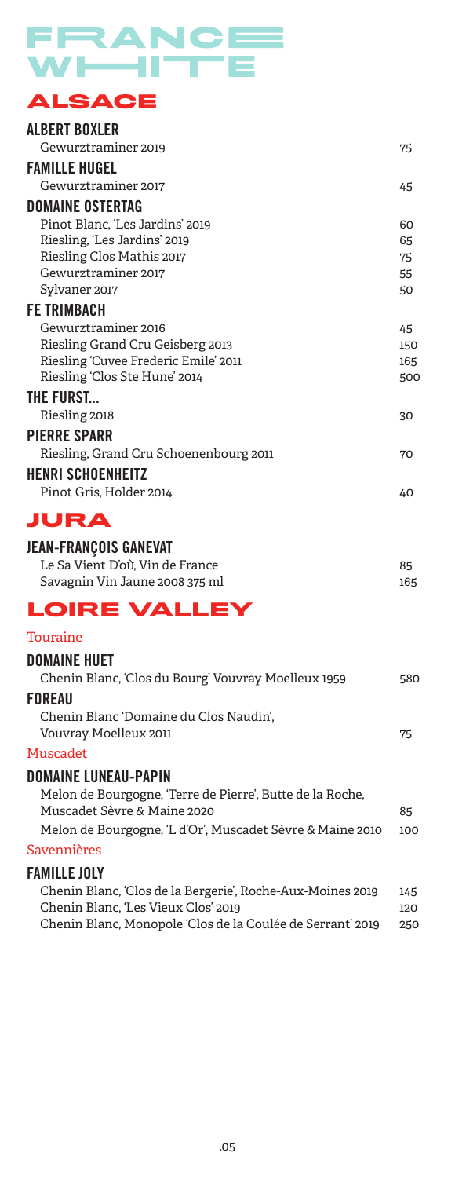# FRANCE WHITE

## ALSACE

### ALBERT BOXLER

| | |
|---|---|
| Gewurztraminer 2019 | 75 |

### FAMILLE HUGEL

| | |
|---|---|
| Gewurztraminer 2017 | 45 |

### DOMAINE OSTERTAG

| | |
|---|---|
| Pinot Blanc, 'Les Jardins' 2019 | 60 |
| Riesling, 'Les Jardins' 2019 | 65 |
| Riesling Clos Mathis 2017 | 75 |
| Gewurztraminer 2017 | 55 |
| Sylvaner 2017 | 50 |

### FE TRIMBACH

| | |
|---|---|
| Gewurztraminer 2016 | 45 |
| Riesling Grand Cru Geisberg 2013 | 150 |
| Riesling 'Cuvee Frederic Emile' 2011 | 165 |
| Riesling 'Clos Ste Hune' 2014 | 500 |

### THE FURST...

| | |
|---|---|
| Riesling 2018 | 30 |

### PIERRE SPARR

| | |
|---|---|
| Riesling, Grand Cru Schoenenbourg 2011 | 70 |

### HENRI SCHOENHEITZ

| | |
|---|---|
| Pinot Gris, Holder 2014 | 40 |

## JURA

### JEAN-FRANÇOIS GANEVAT

| | |
|---|---|
| Le Sa Vient D'où, Vin de France | 85 |
| Savagnin Vin Jaune 2008 375 ml | 165 |

## LOIRE VALLEY

Touraine

### DOMAINE HUET

| | |
|---|---|
| Chenin Blanc, 'Clos du Bourg' Vouvray Moelleux 1959 | 580 |

### FOREAU

| | |
|---|---|
| Chenin Blanc 'Domaine du Clos Naudin', Vouvray Moelleux 2011 | 75 |

Muscadet

### DOMAINE LUNEAU-PAPIN

| | |
|---|---|
| Melon de Bourgogne, 'Terre de Pierre', Butte de la Roche, Muscadet Sèvre & Maine 2020 | 85 |
| Melon de Bourgogne, 'L d'Or', Muscadet Sèvre & Maine 2010 | 100 |

Savennières

### FAMILLE JOLY

| | |
|---|---|
| Chenin Blanc, 'Clos de la Bergerie', Roche-Aux-Moines 2019 | 145 |
| Chenin Blanc, 'Les Vieux Clos' 2019 | 120 |
| Chenin Blanc, Monopole 'Clos de la Coulée de Serrant' 2019 | 250 |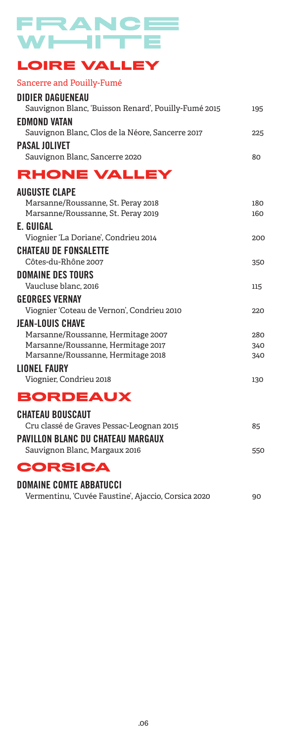# FRANCE WHITE

## LOIRE VALLEY

### Sancerre and Pouilly-Fumé

**DIDIER DAGUENEAU**
Sauvignon Blanc, 'Buisson Renard', Pouilly-Fumé 2015 — 195

**EDMOND VATAN**
Sauvignon Blanc, Clos de la Néore, Sancerre 2017 — 225

**PASAL JOLIVET**
Sauvignon Blanc, Sancerre 2020 — 80

## RHONE VALLEY

**AUGUSTE CLAPE**
Marsanne/Roussanne, St. Peray 2018 — 180
Marsanne/Roussanne, St. Peray 2019 — 160

**E. GUIGAL**
Viognier 'La Doriane', Condrieu 2014 — 200

**CHATEAU DE FONSALETTE**
Côtes-du-Rhône 2007 — 350

**DOMAINE DES TOURS**
Vaucluse blanc, 2016 — 115

**GEORGES VERNAY**
Viognier 'Coteau de Vernon', Condrieu 2010 — 220

**JEAN-LOUIS CHAVE**
Marsanne/Roussanne, Hermitage 2007 — 280
Marsanne/Roussanne, Hermitage 2017 — 340
Marsanne/Roussanne, Hermitage 2018 — 340

**LIONEL FAURY**
Viognier, Condrieu 2018 — 130

## BORDEAUX

**CHATEAU BOUSCAUT**
Cru classé de Graves Pessac-Leognan 2015 — 85

**PAVILLON BLANC DU CHATEAU MARGAUX**
Sauvignon Blanc, Margaux 2016 — 550

## CORSICA

**DOMAINE COMTE ABBATUCCI**
Vermentinu, 'Cuvée Faustine', Ajaccio, Corsica 2020 — 90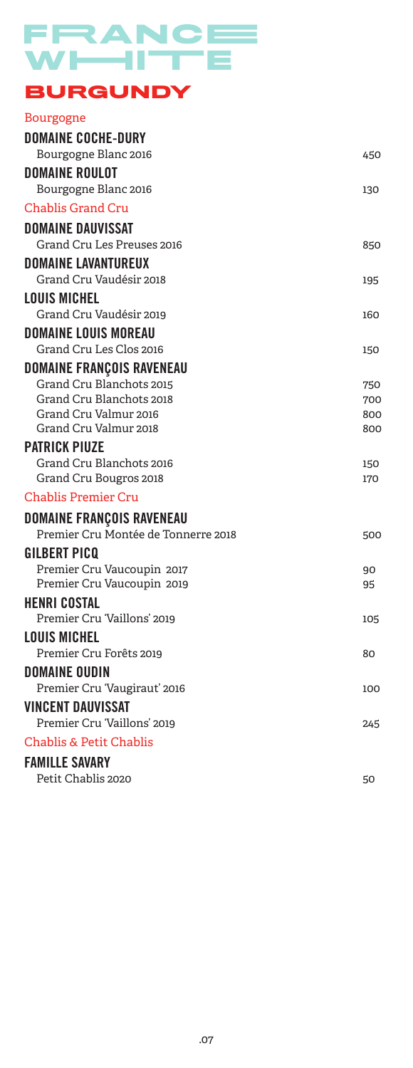# FRANCE WHITE

## BURGUNDY

### Bourgogne

**DOMAINE COCHE-DURY**

| | |
|---|---|
| Bourgogne Blanc 2016 | 450 |

**DOMAINE ROULOT**

| | |
|---|---|
| Bourgogne Blanc 2016 | 130 |

### Chablis Grand Cru

**DOMAINE DAUVISSAT**

| | |
|---|---|
| Grand Cru Les Preuses 2016 | 850 |

**DOMAINE LAVANTUREUX**

| | |
|---|---|
| Grand Cru Vaudésir 2018 | 195 |

**LOUIS MICHEL**

| | |
|---|---|
| Grand Cru Vaudésir 2019 | 160 |

**DOMAINE LOUIS MOREAU**

| | |
|---|---|
| Grand Cru Les Clos 2016 | 150 |

**DOMAINE FRANÇOIS RAVENEAU**

| | |
|---|---|
| Grand Cru Blanchots 2015 | 750 |
| Grand Cru Blanchots 2018 | 700 |
| Grand Cru Valmur 2016 | 800 |
| Grand Cru Valmur 2018 | 800 |

**PATRICK PIUZE**

| | |
|---|---|
| Grand Cru Blanchots 2016 | 150 |
| Grand Cru Bougros 2018 | 170 |

### Chablis Premier Cru

**DOMAINE FRANÇOIS RAVENEAU**

| | |
|---|---|
| Premier Cru Montée de Tonnerre 2018 | 500 |

**GILBERT PICQ**

| | |
|---|---|
| Premier Cru Vaucoupin 2017 | 90 |
| Premier Cru Vaucoupin 2019 | 95 |

**HENRI COSTAL**

| | |
|---|---|
| Premier Cru 'Vaillons' 2019 | 105 |

**LOUIS MICHEL**

| | |
|---|---|
| Premier Cru Forêts 2019 | 80 |

**DOMAINE OUDIN**

| | |
|---|---|
| Premier Cru 'Vaugiraut' 2016 | 100 |

**VINCENT DAUVISSAT**

| | |
|---|---|
| Premier Cru 'Vaillons' 2019 | 245 |

### Chablis & Petit Chablis

**FAMILLE SAVARY**

| | |
|---|---|
| Petit Chablis 2020 | 50 |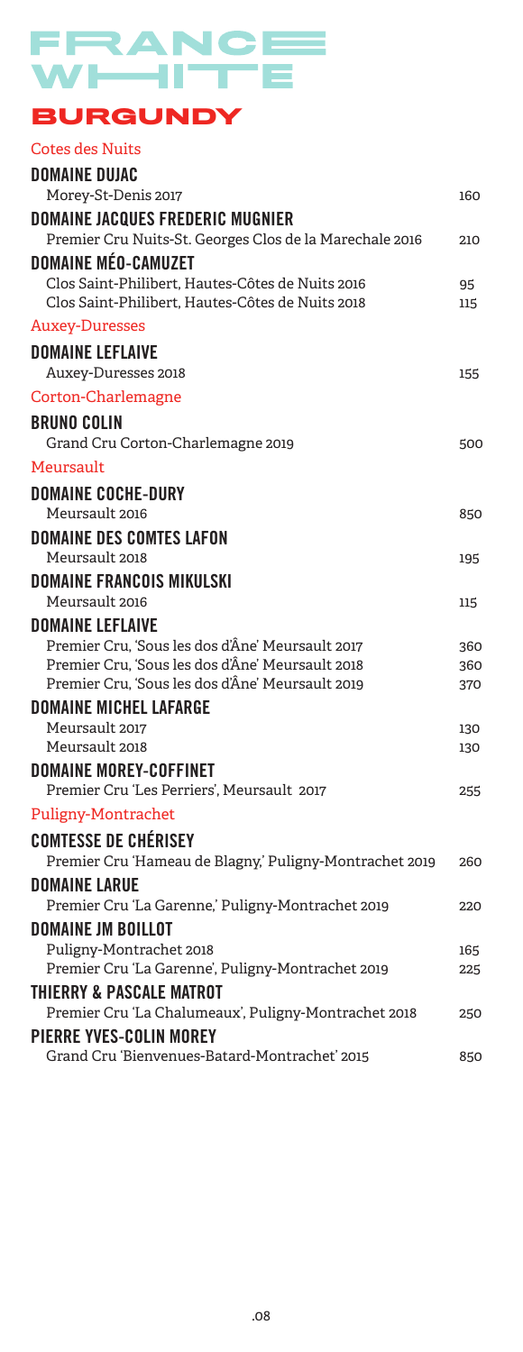# FRANCE WHITE

## BURGUNDY

### Cotes des Nuits

**DOMAINE DUJAC**

| | |
|---|---|
| Morey-St-Denis 2017 | 160 |

**DOMAINE JACQUES FREDERIC MUGNIER**

| | |
|---|---|
| Premier Cru Nuits-St. Georges Clos de la Marechale 2016 | 210 |

**DOMAINE MÉO-CAMUZET**

| | |
|---|---|
| Clos Saint-Philibert, Hautes-Côtes de Nuits 2016 | 95 |
| Clos Saint-Philibert, Hautes-Côtes de Nuits 2018 | 115 |

### Auxey-Duresses

**DOMAINE LEFLAIVE**

| | |
|---|---|
| Auxey-Duresses 2018 | 155 |

### Corton-Charlemagne

**BRUNO COLIN**

| | |
|---|---|
| Grand Cru Corton-Charlemagne 2019 | 500 |

### Meursault

**DOMAINE COCHE-DURY**

| | |
|---|---|
| Meursault 2016 | 850 |

**DOMAINE DES COMTES LAFON**

| | |
|---|---|
| Meursault 2018 | 195 |

**DOMAINE FRANCOIS MIKULSKI**

| | |
|---|---|
| Meursault 2016 | 115 |

**DOMAINE LEFLAIVE**

| | |
|---|---|
| Premier Cru, 'Sous les dos d'Âne' Meursault 2017 | 360 |
| Premier Cru, 'Sous les dos d'Âne' Meursault 2018 | 360 |
| Premier Cru, 'Sous les dos d'Âne' Meursault 2019 | 370 |

**DOMAINE MICHEL LAFARGE**

| | |
|---|---|
| Meursault 2017 | 130 |
| Meursault 2018 | 130 |

**DOMAINE MOREY-COFFINET**

| | |
|---|---|
| Premier Cru 'Les Perriers', Meursault 2017 | 255 |

### Puligny-Montrachet

**COMTESSE DE CHÉRISEY**

| | |
|---|---|
| Premier Cru 'Hameau de Blagny,' Puligny-Montrachet 2019 | 260 |

**DOMAINE LARUE**

| | |
|---|---|
| Premier Cru 'La Garenne,' Puligny-Montrachet 2019 | 220 |

**DOMAINE JM BOILLOT**

| | |
|---|---|
| Puligny-Montrachet 2018 | 165 |
| Premier Cru 'La Garenne', Puligny-Montrachet 2019 | 225 |

**THIERRY & PASCALE MATROT**

| | |
|---|---|
| Premier Cru 'La Chalumeaux', Puligny-Montrachet 2018 | 250 |

**PIERRE YVES-COLIN MOREY**

| | |
|---|---|
| Grand Cru 'Bienvenues-Batard-Montrachet' 2015 | 850 |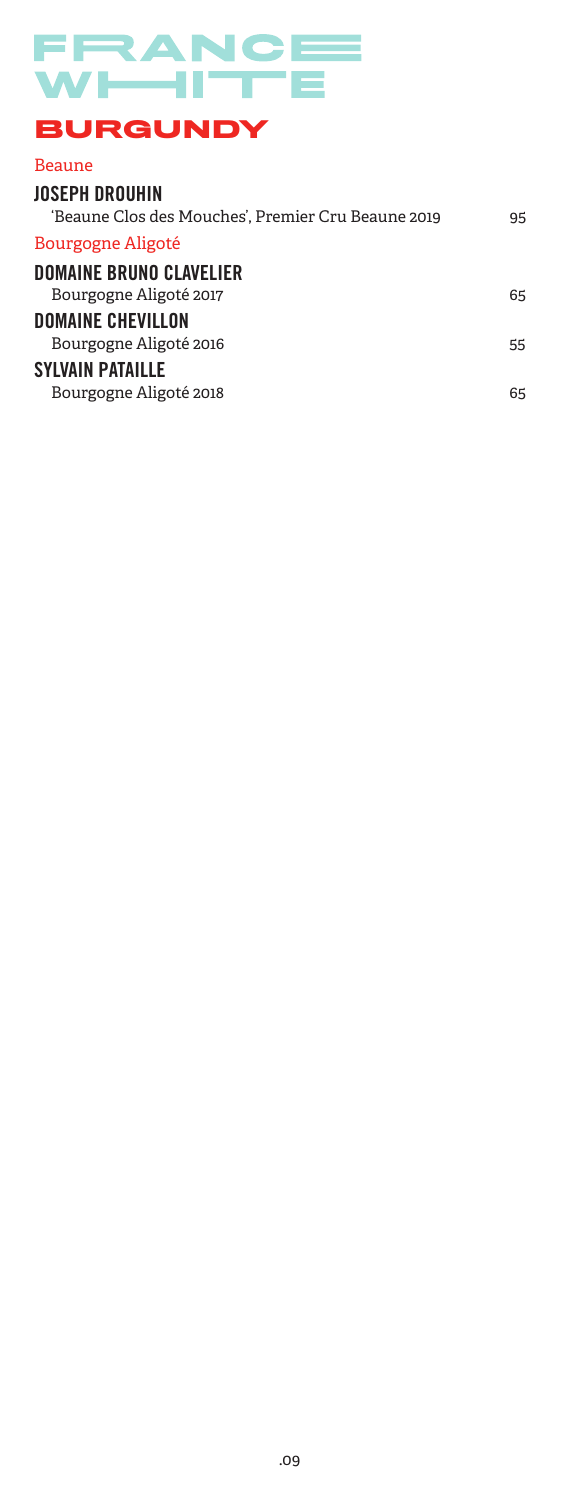# FRANCE WHITE

## BURGUNDY

### Beaune

**JOSEPH DROUHIN**
'Beaune Clos des Mouches', Premier Cru Beaune 2019 — 95

### Bourgogne Aligoté

**DOMAINE BRUNO CLAVELIER**
Bourgogne Aligoté 2017 — 65

**DOMAINE CHEVILLON**
Bourgogne Aligoté 2016 — 55

**SYLVAIN PATAILLE**
Bourgogne Aligoté 2018 — 65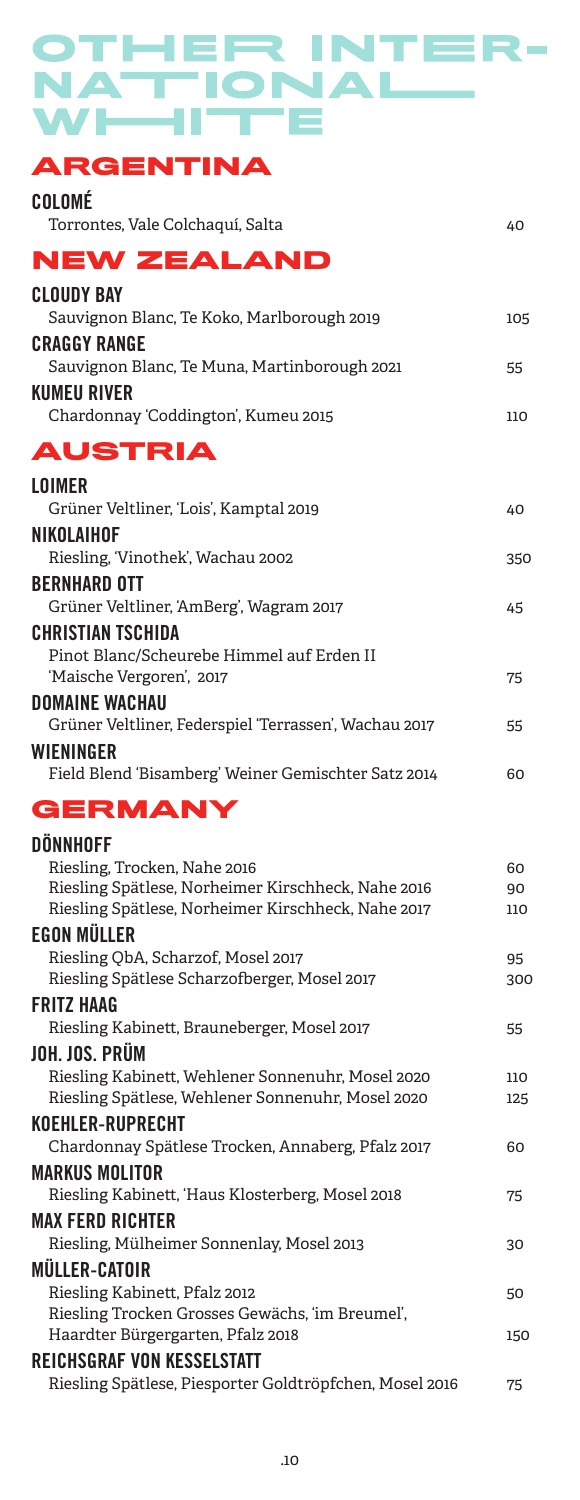# OTHER INTERNATIONAL WHITE

## ARGENTINA

**COLOMÉ**

| | |
|---|---|
| Torrontes, Vale Colchaquí, Salta | 40 |

## NEW ZEALAND

**CLOUDY BAY**

| | |
|---|---|
| Sauvignon Blanc, Te Koko, Marlborough 2019 | 105 |

**CRAGGY RANGE**

| | |
|---|---|
| Sauvignon Blanc, Te Muna, Martinborough 2021 | 55 |

**KUMEU RIVER**

| | |
|---|---|
| Chardonnay 'Coddington', Kumeu 2015 | 110 |

## AUSTRIA

**LOIMER**

| | |
|---|---|
| Grüner Veltliner, 'Lois', Kamptal 2019 | 40 |

**NIKOLAIHOF**

| | |
|---|---|
| Riesling, 'Vinothek', Wachau 2002 | 350 |

**BERNHARD OTT**

| | |
|---|---|
| Grüner Veltliner, 'AmBerg', Wagram 2017 | 45 |

**CHRISTIAN TSCHIDA**

| | |
|---|---|
| Pinot Blanc/Scheurebe Himmel auf Erden II 'Maische Vergoren', 2017 | 75 |

**DOMAINE WACHAU**

| | |
|---|---|
| Grüner Veltliner, Federspiel 'Terrassen', Wachau 2017 | 55 |

**WIENINGER**

| | |
|---|---|
| Field Blend 'Bisamberg' Weiner Gemischter Satz 2014 | 60 |

## GERMANY

**DÖNNHOFF**

| | |
|---|---|
| Riesling, Trocken, Nahe 2016 | 60 |
| Riesling Spätlese, Norheimer Kirschheck, Nahe 2016 | 90 |
| Riesling Spätlese, Norheimer Kirschheck, Nahe 2017 | 110 |

**EGON MÜLLER**

| | |
|---|---|
| Riesling QbA, Scharzof, Mosel 2017 | 95 |
| Riesling Spätlese Scharzofberger, Mosel 2017 | 300 |

**FRITZ HAAG**

| | |
|---|---|
| Riesling Kabinett, Brauneberger, Mosel 2017 | 55 |

**JOH. JOS. PRÜM**

| | |
|---|---|
| Riesling Kabinett, Wehlener Sonnenuhr, Mosel 2020 | 110 |
| Riesling Spätlese, Wehlener Sonnenuhr, Mosel 2020 | 125 |

**KOEHLER-RUPRECHT**

| | |
|---|---|
| Chardonnay Spätlese Trocken, Annaberg, Pfalz 2017 | 60 |

**MARKUS MOLITOR**

| | |
|---|---|
| Riesling Kabinett, 'Haus Klosterberg, Mosel 2018 | 75 |

**MAX FERD RICHTER**

| | |
|---|---|
| Riesling, Mülheimer Sonnenlay, Mosel 2013 | 30 |

**MÜLLER-CATOIR**

| | |
|---|---|
| Riesling Kabinett, Pfalz 2012 | 50 |
| Riesling Trocken Grosses Gewächs, 'im Breumel', Haardter Bürgergarten, Pfalz 2018 | 150 |

**REICHSGRAF VON KESSELSTATT**

| | |
|---|---|
| Riesling Spätlese, Piesporter Goldtröpfchen, Mosel 2016 | 75 |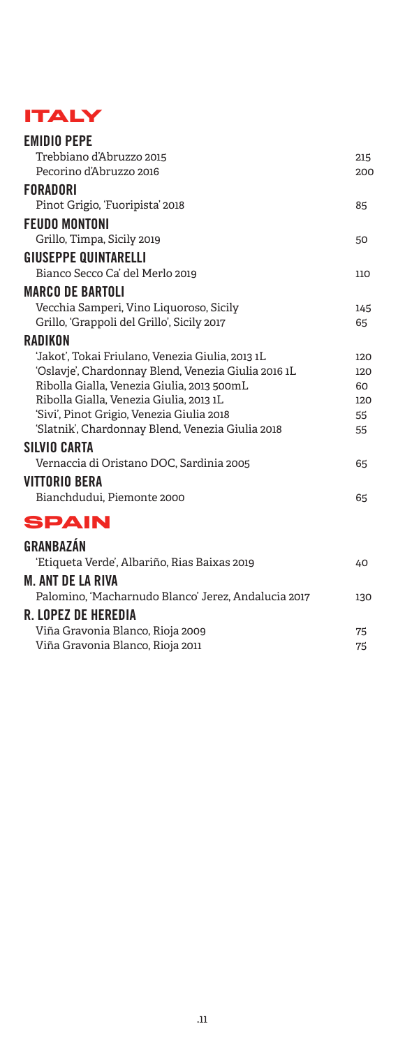# ITALY

## EMIDIO PEPE

| | |
|---|---|
| Trebbiano d'Abruzzo 2015 | 215 |
| Pecorino d'Abruzzo 2016 | 200 |

## FORADORI

| | |
|---|---|
| Pinot Grigio, 'Fuoripista' 2018 | 85 |

## FEUDO MONTONI

| | |
|---|---|
| Grillo, Timpa, Sicily 2019 | 50 |

## GIUSEPPE QUINTARELLI

| | |
|---|---|
| Bianco Secco Ca' del Merlo 2019 | 110 |

## MARCO DE BARTOLI

| | |
|---|---|
| Vecchia Samperi, Vino Liquoroso, Sicily | 145 |
| Grillo, 'Grappoli del Grillo', Sicily 2017 | 65 |

## RADIKON

| | |
|---|---|
| 'Jakot', Tokai Friulano, Venezia Giulia, 2013 1L | 120 |
| 'Oslavje', Chardonnay Blend, Venezia Giulia 2016 1L | 120 |
| Ribolla Gialla, Venezia Giulia, 2013 500mL | 60 |
| Ribolla Gialla, Venezia Giulia, 2013 1L | 120 |
| 'Sivi', Pinot Grigio, Venezia Giulia 2018 | 55 |
| 'Slatnik', Chardonnay Blend, Venezia Giulia 2018 | 55 |

## SILVIO CARTA

| | |
|---|---|
| Vernaccia di Oristano DOC, Sardinia 2005 | 65 |

## VITTORIO BERA

| | |
|---|---|
| Bianchdudui, Piemonte 2000 | 65 |

# SPAIN

## GRANBAZÁN

| | |
|---|---|
| 'Etiqueta Verde', Albariño, Rias Baixas 2019 | 40 |

## M. ANT DE LA RIVA

| | |
|---|---|
| Palomino, 'Macharnudo Blanco' Jerez, Andalucia 2017 | 130 |

## R. LOPEZ DE HEREDIA

| | |
|---|---|
| Viña Gravonia Blanco, Rioja 2009 | 75 |
| Viña Gravonia Blanco, Rioja 2011 | 75 |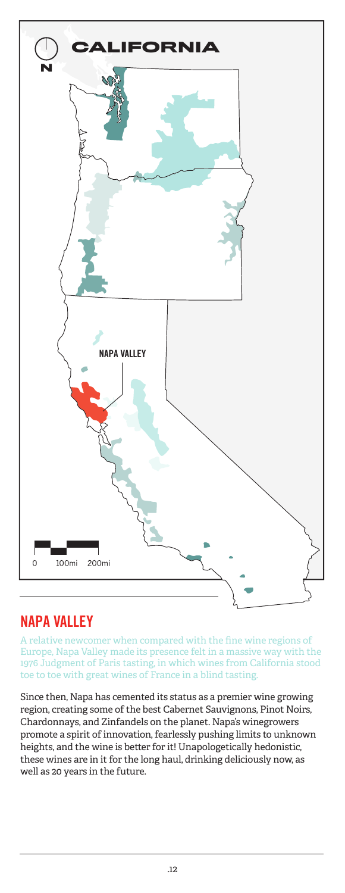## NAPA VALLEY

A relative newcomer when compared with the fine wine regions of Europe, Napa Valley made its presence felt in a massive way with the 1976 Judgment of Paris tasting, in which wines from California stood toe to toe with great wines of France in a blind tasting.

Since then, Napa has cemented its status as a premier wine growing region, creating some of the best Cabernet Sauvignons, Pinot Noirs, Chardonnays, and Zinfandels on the planet. Napa's winegrowers promote a spirit of innovation, fearlessly pushing limits to unknown heights, and the wine is better for it! Unapologetically hedonistic, these wines are in it for the long haul, drinking deliciously now, as well as 20 years in the future.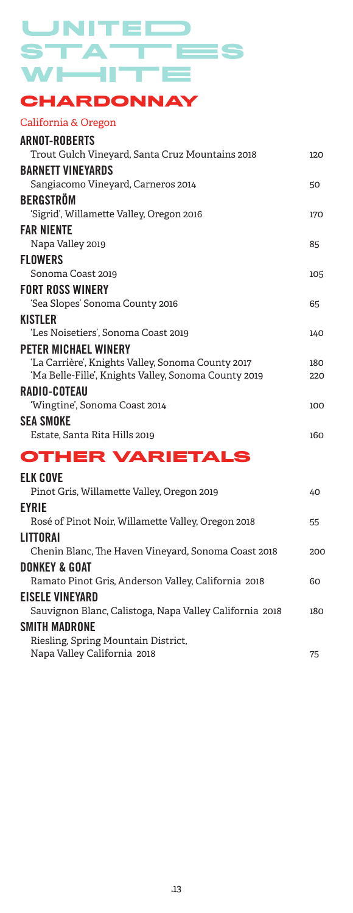# UNITED STATES WHITE

## CHARDONNAY

California & Oregon

**ARNOT-ROBERTS**
Trout Gulch Vineyard, Santa Cruz Mountains 2018 — 120

**BARNETT VINEYARDS**
Sangiacomo Vineyard, Carneros 2014 — 50

**BERGSTRÖM**
'Sigrid', Willamette Valley, Oregon 2016 — 170

**FAR NIENTE**
Napa Valley 2019 — 85

**FLOWERS**
Sonoma Coast 2019 — 105

**FORT ROSS WINERY**
'Sea Slopes' Sonoma County 2016 — 65

**KISTLER**
'Les Noisetiers', Sonoma Coast 2019 — 140

**PETER MICHAEL WINERY**
'La Carrière', Knights Valley, Sonoma County 2017 — 180
'Ma Belle-Fille', Knights Valley, Sonoma County 2019 — 220

**RADIO-COTEAU**
'Wingtine', Sonoma Coast 2014 — 100

**SEA SMOKE**
Estate, Santa Rita Hills 2019 — 160

## OTHER VARIETALS

**ELK COVE**
Pinot Gris, Willamette Valley, Oregon 2019 — 40

**EYRIE**
Rosé of Pinot Noir, Willamette Valley, Oregon 2018 — 55

**LITTORAI**
Chenin Blanc, The Haven Vineyard, Sonoma Coast 2018 — 200

**DONKEY & GOAT**
Ramato Pinot Gris, Anderson Valley, California 2018 — 60

**EISELE VINEYARD**
Sauvignon Blanc, Calistoga, Napa Valley California 2018 — 180

**SMITH MADRONE**
Riesling, Spring Mountain District, Napa Valley California 2018 — 75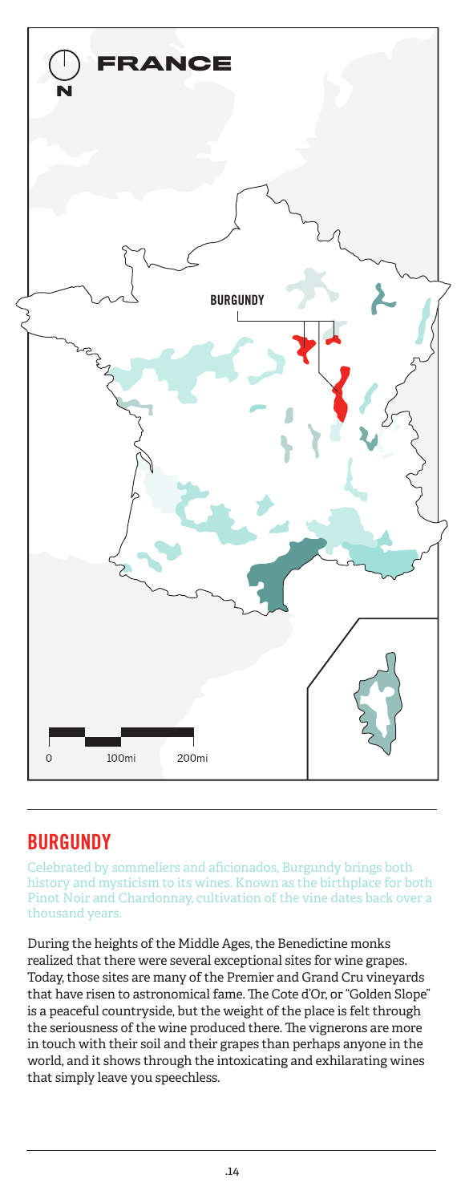# FRANCE

N

BURGUNDY

0 100mi 200mi

## BURGUNDY

Celebrated by sommeliers and aficionados, Burgundy brings both history and mysticism to its wines. Known as the birthplace for both Pinot Noir and Chardonnay, cultivation of the vine dates back over a thousand years.

During the heights of the Middle Ages, the Benedictine monks realized that there were several exceptional sites for wine grapes. Today, those sites are many of the Premier and Grand Cru vineyards that have risen to astronomical fame. The Cote d'Or, or "Golden Slope" is a peaceful countryside, but the weight of the place is felt through the seriousness of the wine produced there. The vignerons are more in touch with their soil and their grapes than perhaps anyone in the world, and it shows through the intoxicating and exhilarating wines that simply leave you speechless.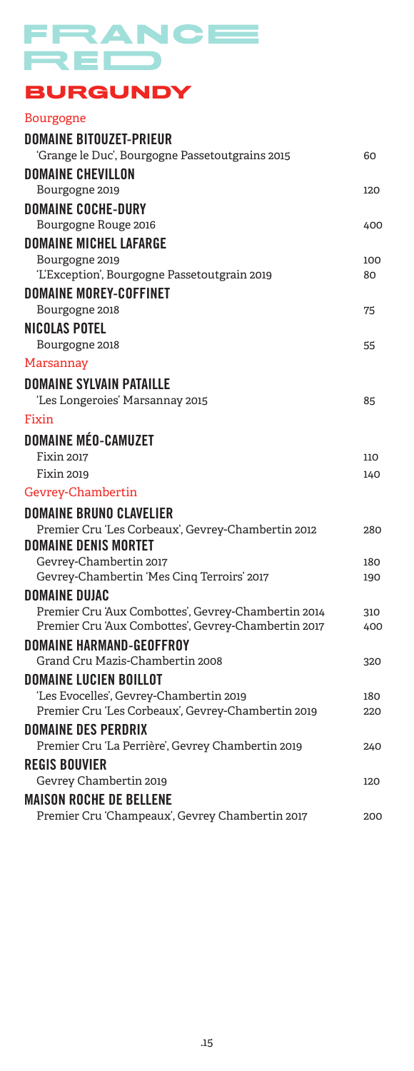# FRANCE RED

## BURGUNDY

### Bourgogne

**DOMAINE BITOUZET-PRIEUR**
'Grange le Duc', Bourgogne Passetoutgrains 2015 — 60

**DOMAINE CHEVILLON**
Bourgogne 2019 — 120

**DOMAINE COCHE-DURY**
Bourgogne Rouge 2016 — 400

**DOMAINE MICHEL LAFARGE**
Bourgogne 2019 — 100
'L'Exception', Bourgogne Passetoutgrain 2019 — 80

**DOMAINE MOREY-COFFINET**
Bourgogne 2018 — 75

**NICOLAS POTEL**
Bourgogne 2018 — 55

### Marsannay

**DOMAINE SYLVAIN PATAILLE**
'Les Longeroies' Marsannay 2015 — 85

### Fixin

**DOMAINE MÉO-CAMUZET**
Fixin 2017 — 110
Fixin 2019 — 140

### Gevrey-Chambertin

**DOMAINE BRUNO CLAVELIER**
Premier Cru 'Les Corbeaux', Gevrey-Chambertin 2012 — 280

**DOMAINE DENIS MORTET**
Gevrey-Chambertin 2017 — 180
Gevrey-Chambertin 'Mes Cinq Terroirs' 2017 — 190

**DOMAINE DUJAC**
Premier Cru 'Aux Combottes', Gevrey-Chambertin 2014 — 310
Premier Cru 'Aux Combottes', Gevrey-Chambertin 2017 — 400

**DOMAINE HARMAND-GEOFFROY**
Grand Cru Mazis-Chambertin 2008 — 320

**DOMAINE LUCIEN BOILLOT**
'Les Evocelles', Gevrey-Chambertin 2019 — 180
Premier Cru 'Les Corbeaux', Gevrey-Chambertin 2019 — 220

**DOMAINE DES PERDRIX**
Premier Cru 'La Perrière', Gevrey Chambertin 2019 — 240

**REGIS BOUVIER**
Gevrey Chambertin 2019 — 120

**MAISON ROCHE DE BELLENE**
Premier Cru 'Champeaux', Gevrey Chambertin 2017 — 200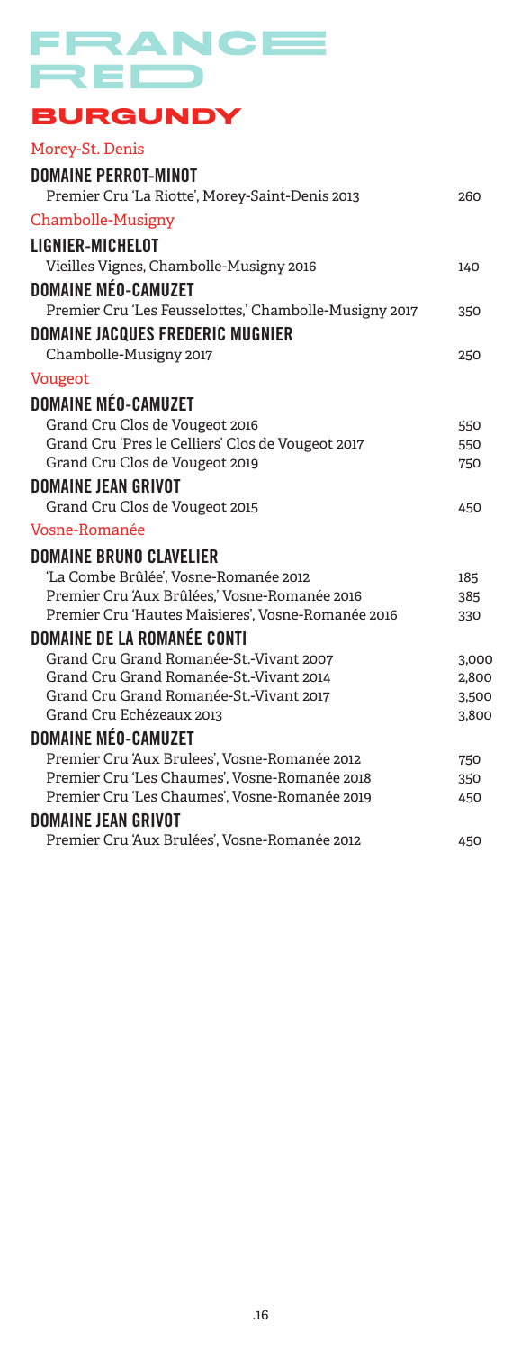# FRANCE RED

## BURGUNDY

### Morey-St. Denis

**DOMAINE PERROT-MINOT**

Premier Cru 'La Riotte', Morey-Saint-Denis 2013 — 260

### Chambolle-Musigny

**LIGNIER-MICHELOT**

Vieilles Vignes, Chambolle-Musigny 2016 — 140

**DOMAINE MÉO-CAMUZET**

Premier Cru 'Les Feusselottes,' Chambolle-Musigny 2017 — 350

**DOMAINE JACQUES FREDERIC MUGNIER**

Chambolle-Musigny 2017 — 250

### Vougeot

**DOMAINE MÉO-CAMUZET**

Grand Cru Clos de Vougeot 2016 — 550
Grand Cru 'Pres le Celliers' Clos de Vougeot 2017 — 550
Grand Cru Clos de Vougeot 2019 — 750

**DOMAINE JEAN GRIVOT**

Grand Cru Clos de Vougeot 2015 — 450

### Vosne-Romanée

**DOMAINE BRUNO CLAVELIER**

'La Combe Brûlée', Vosne-Romanée 2012 — 185
Premier Cru 'Aux Brûlées,' Vosne-Romanée 2016 — 385
Premier Cru 'Hautes Maisieres', Vosne-Romanée 2016 — 330

**DOMAINE DE LA ROMANÉE CONTI**

Grand Cru Grand Romanée-St.-Vivant 2007 — 3,000
Grand Cru Grand Romanée-St.-Vivant 2014 — 2,800
Grand Cru Grand Romanée-St.-Vivant 2017 — 3,500
Grand Cru Echézeaux 2013 — 3,800

**DOMAINE MÉO-CAMUZET**

Premier Cru 'Aux Brulees', Vosne-Romanée 2012 — 750
Premier Cru 'Les Chaumes', Vosne-Romanée 2018 — 350
Premier Cru 'Les Chaumes', Vosne-Romanée 2019 — 450

**DOMAINE JEAN GRIVOT**

Premier Cru 'Aux Brulées', Vosne-Romanée 2012 — 450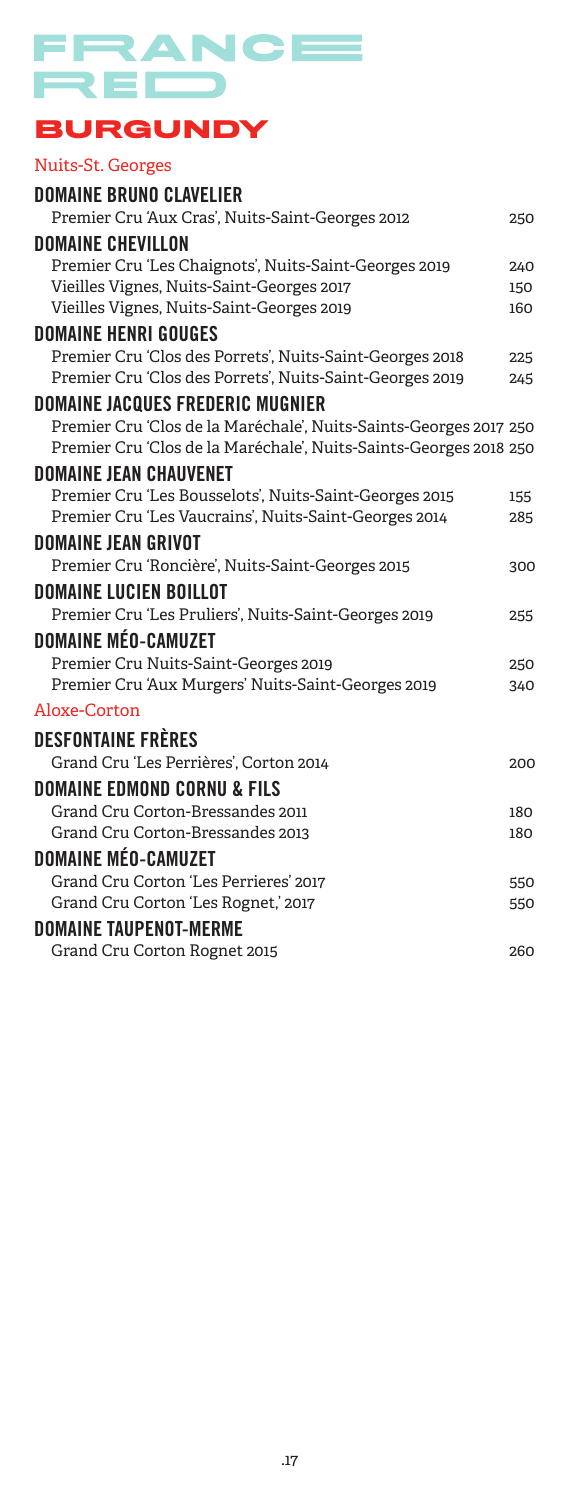# FRANCE RED

## BURGUNDY

### Nuits-St. Georges

**DOMAINE BRUNO CLAVELIER**

Premier Cru 'Aux Cras', Nuits-Saint-Georges 2012 — 250

**DOMAINE CHEVILLON**

Premier Cru 'Les Chaignots', Nuits-Saint-Georges 2019 — 240
Vieilles Vignes, Nuits-Saint-Georges 2017 — 150
Vieilles Vignes, Nuits-Saint-Georges 2019 — 160

**DOMAINE HENRI GOUGES**

Premier Cru 'Clos des Porrets', Nuits-Saint-Georges 2018 — 225
Premier Cru 'Clos des Porrets', Nuits-Saint-Georges 2019 — 245

**DOMAINE JACQUES FREDERIC MUGNIER**

Premier Cru 'Clos de la Maréchale', Nuits-Saints-Georges 2017 — 250
Premier Cru 'Clos de la Maréchale', Nuits-Saints-Georges 2018 — 250

**DOMAINE JEAN CHAUVENET**

Premier Cru 'Les Bousselots', Nuits-Saint-Georges 2015 — 155
Premier Cru 'Les Vaucrains', Nuits-Saint-Georges 2014 — 285

**DOMAINE JEAN GRIVOT**

Premier Cru 'Roncière', Nuits-Saint-Georges 2015 — 300

**DOMAINE LUCIEN BOILLOT**

Premier Cru 'Les Pruliers', Nuits-Saint-Georges 2019 — 255

**DOMAINE MÉO-CAMUZET**

Premier Cru Nuits-Saint-Georges 2019 — 250
Premier Cru 'Aux Murgers' Nuits-Saint-Georges 2019 — 340

### Aloxe-Corton

**DESFONTAINE FRÈRES**

Grand Cru 'Les Perrières', Corton 2014 — 200

**DOMAINE EDMOND CORNU & FILS**

Grand Cru Corton-Bressandes 2011 — 180
Grand Cru Corton-Bressandes 2013 — 180

**DOMAINE MÉO-CAMUZET**

Grand Cru Corton 'Les Perrieres' 2017 — 550
Grand Cru Corton 'Les Rognet,' 2017 — 550

**DOMAINE TAUPENOT-MERME**

Grand Cru Corton Rognet 2015 — 260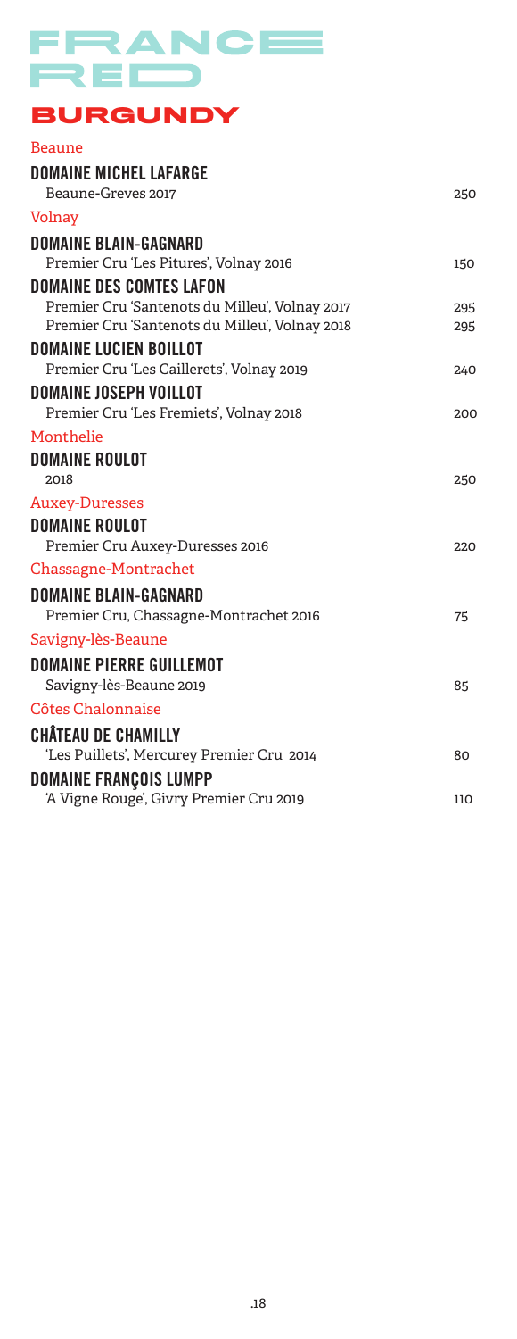# FRANCE RED

## BURGUNDY

### Beaune

**DOMAINE MICHEL LAFARGE**

| | |
|---|---|
| Beaune-Greves 2017 | 250 |

### Volnay

**DOMAINE BLAIN-GAGNARD**

| | |
|---|---|
| Premier Cru 'Les Pitures', Volnay 2016 | 150 |

**DOMAINE DES COMTES LAFON**

| | |
|---|---|
| Premier Cru 'Santenots du Milleu', Volnay 2017 | 295 |
| Premier Cru 'Santenots du Milleu', Volnay 2018 | 295 |

**DOMAINE LUCIEN BOILLOT**

| | |
|---|---|
| Premier Cru 'Les Caillerets', Volnay 2019 | 240 |

**DOMAINE JOSEPH VOILLOT**

| | |
|---|---|
| Premier Cru 'Les Fremiets', Volnay 2018 | 200 |

### Monthelie

**DOMAINE ROULOT**

| | |
|---|---|
| 2018 | 250 |

### Auxey-Duresses

**DOMAINE ROULOT**

| | |
|---|---|
| Premier Cru Auxey-Duresses 2016 | 220 |

### Chassagne-Montrachet

**DOMAINE BLAIN-GAGNARD**

| | |
|---|---|
| Premier Cru, Chassagne-Montrachet 2016 | 75 |

### Savigny-lès-Beaune

**DOMAINE PIERRE GUILLEMOT**

| | |
|---|---|
| Savigny-lès-Beaune 2019 | 85 |

### Côtes Chalonnaise

**CHÂTEAU DE CHAMILLY**

| | |
|---|---|
| 'Les Puillets', Mercurey Premier Cru 2014 | 80 |

**DOMAINE FRANÇOIS LUMPP**

| | |
|---|---|
| 'A Vigne Rouge', Givry Premier Cru 2019 | 110 |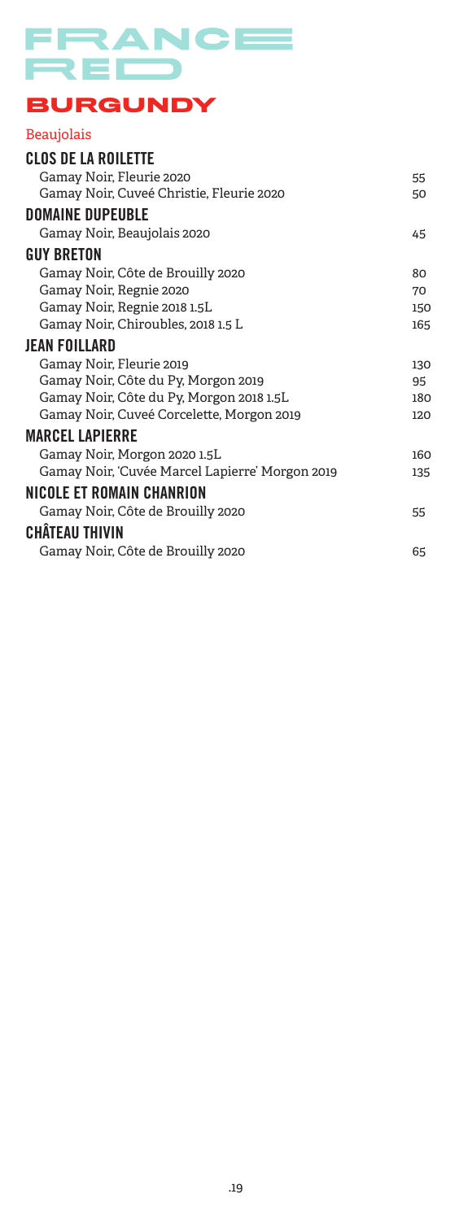# FRANCE RED

## BURGUNDY

### Beaujolais

**CLOS DE LA ROILETTE**

| | |
|---|---|
| Gamay Noir, Fleurie 2020 | 55 |
| Gamay Noir, Cuveé Christie, Fleurie 2020 | 50 |

**DOMAINE DUPEUBLE**

| | |
|---|---|
| Gamay Noir, Beaujolais 2020 | 45 |

**GUY BRETON**

| | |
|---|---|
| Gamay Noir, Côte de Brouilly 2020 | 80 |
| Gamay Noir, Regnie 2020 | 70 |
| Gamay Noir, Regnie 2018 1.5L | 150 |
| Gamay Noir, Chiroubles, 2018 1.5 L | 165 |

**JEAN FOILLARD**

| | |
|---|---|
| Gamay Noir, Fleurie 2019 | 130 |
| Gamay Noir, Côte du Py, Morgon 2019 | 95 |
| Gamay Noir, Côte du Py, Morgon 2018 1.5L | 180 |
| Gamay Noir, Cuveé Corcelette, Morgon 2019 | 120 |

**MARCEL LAPIERRE**

| | |
|---|---|
| Gamay Noir, Morgon 2020 1.5L | 160 |
| Gamay Noir, 'Cuvée Marcel Lapierre' Morgon 2019 | 135 |

**NICOLE ET ROMAIN CHANRION**

| | |
|---|---|
| Gamay Noir, Côte de Brouilly 2020 | 55 |

**CHÂTEAU THIVIN**

| | |
|---|---|
| Gamay Noir, Côte de Brouilly 2020 | 65 |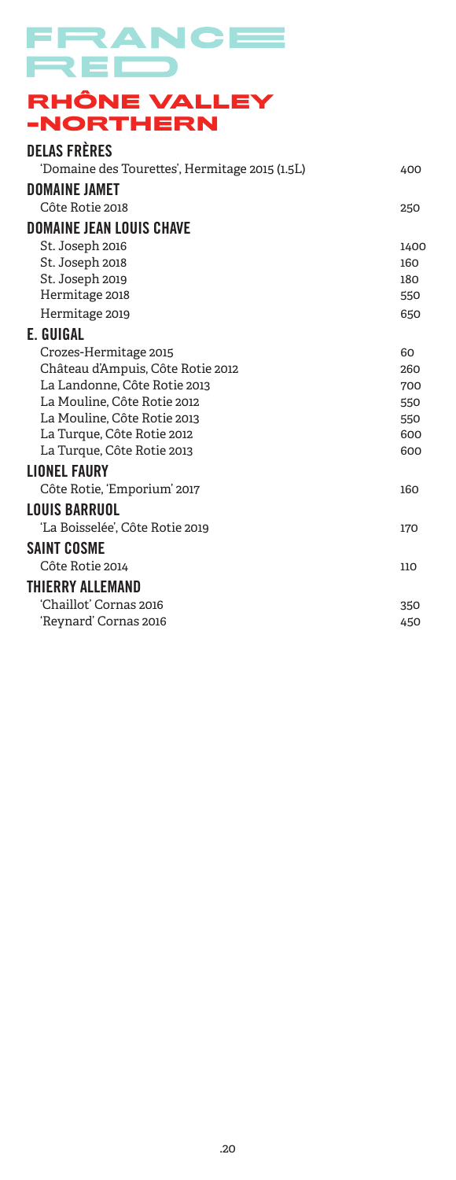# FRANCE
# RED

## RHÔNE VALLEY -NORTHERN

### DELAS FRÈRES

| | |
|---|---|
| 'Domaine des Tourettes', Hermitage 2015 (1.5L) | 400 |

### DOMAINE JAMET

| | |
|---|---|
| Côte Rotie 2018 | 250 |

### DOMAINE JEAN LOUIS CHAVE

| | |
|---|---|
| St. Joseph 2016 | 1400 |
| St. Joseph 2018 | 160 |
| St. Joseph 2019 | 180 |
| Hermitage 2018 | 550 |
| Hermitage 2019 | 650 |

### E. GUIGAL

| | |
|---|---|
| Crozes-Hermitage 2015 | 60 |
| Château d'Ampuis, Côte Rotie 2012 | 260 |
| La Landonne, Côte Rotie 2013 | 700 |
| La Mouline, Côte Rotie 2012 | 550 |
| La Mouline, Côte Rotie 2013 | 550 |
| La Turque, Côte Rotie 2012 | 600 |
| La Turque, Côte Rotie 2013 | 600 |

### LIONEL FAURY

| | |
|---|---|
| Côte Rotie, 'Emporium' 2017 | 160 |

### LOUIS BARRUOL

| | |
|---|---|
| 'La Boisselée', Côte Rotie 2019 | 170 |

### SAINT COSME

| | |
|---|---|
| Côte Rotie 2014 | 110 |

### THIERRY ALLEMAND

| | |
|---|---|
| 'Chaillot' Cornas 2016 | 350 |
| 'Reynard' Cornas 2016 | 450 |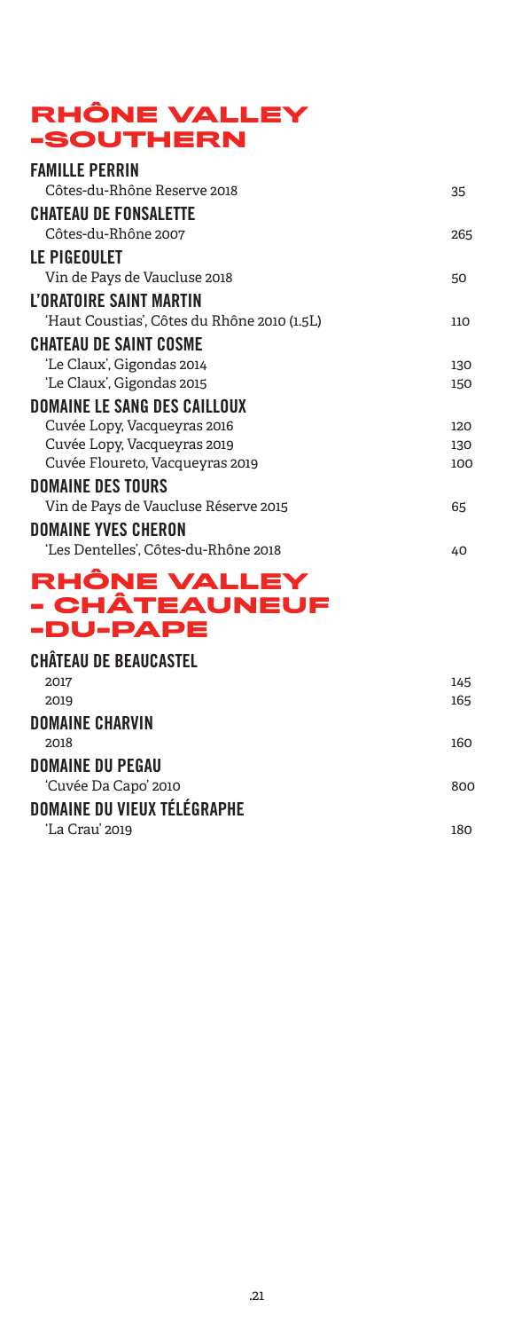# RHÔNE VALLEY -SOUTHERN

| | |
|---|---|
| **FAMILLE PERRIN** | |
| Côtes-du-Rhône Reserve 2018 | 35 |
| **CHATEAU DE FONSALETTE** | |
| Côtes-du-Rhône 2007 | 265 |
| **LE PIGEOULET** | |
| Vin de Pays de Vaucluse 2018 | 50 |
| **L'ORATOIRE SAINT MARTIN** | |
| 'Haut Coustias', Côtes du Rhône 2010 (1.5L) | 110 |
| **CHATEAU DE SAINT COSME** | |
| 'Le Claux', Gigondas 2014 | 130 |
| 'Le Claux', Gigondas 2015 | 150 |
| **DOMAINE LE SANG DES CAILLOUX** | |
| Cuvée Lopy, Vacqueyras 2016 | 120 |
| Cuvée Lopy, Vacqueyras 2019 | 130 |
| Cuvée Floureto, Vacqueyras 2019 | 100 |
| **DOMAINE DES TOURS** | |
| Vin de Pays de Vaucluse Réserve 2015 | 65 |
| **DOMAINE YVES CHERON** | |
| 'Les Dentelles', Côtes-du-Rhône 2018 | 40 |

# RHÔNE VALLEY - CHÂTEAUNEUF -DU-PAPE

| | |
|---|---|
| **CHÂTEAU DE BEAUCASTEL** | |
| 2017 | 145 |
| 2019 | 165 |
| **DOMAINE CHARVIN** | |
| 2018 | 160 |
| **DOMAINE DU PEGAU** | |
| 'Cuvée Da Capo' 2010 | 800 |
| **DOMAINE DU VIEUX TÉLÉGRAPHE** | |
| 'La Crau' 2019 | 180 |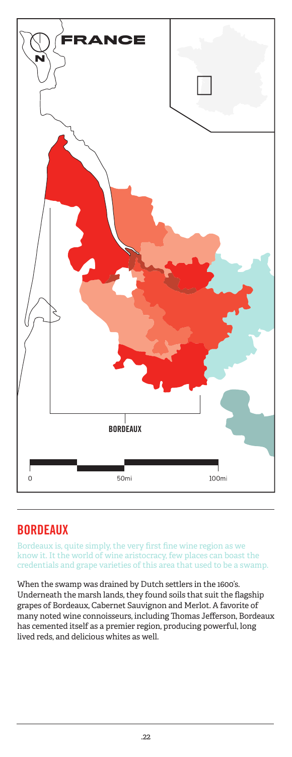## BORDEAUX

Bordeaux is, quite simply, the very first fine wine region as we know it. It the world of wine aristocracy, few places can boast the credentials and grape varieties of this area that used to be a swamp.

When the swamp was drained by Dutch settlers in the 1600's. Underneath the marsh lands, they found soils that suit the flagship grapes of Bordeaux, Cabernet Sauvignon and Merlot. A favorite of many noted wine connoisseurs, including Thomas Jefferson, Bordeaux has cemented itself as a premier region, producing powerful, long lived reds, and delicious whites as well.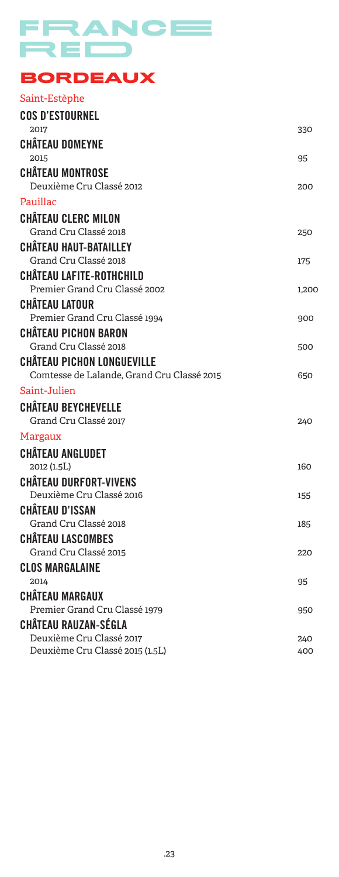# FRANCE RED

## BORDEAUX

### Saint-Estèphe

**COS D'ESTOURNEL**
2017 — 330

**CHÂTEAU DOMEYNE**
2015 — 95

**CHÂTEAU MONTROSE**
Deuxième Cru Classé 2012 — 200

### Pauillac

**CHÂTEAU CLERC MILON**
Grand Cru Classé 2018 — 250

**CHÂTEAU HAUT-BATAILLEY**
Grand Cru Classé 2018 — 175

**CHÂTEAU LAFITE-ROTHCHILD**
Premier Grand Cru Classé 2002 — 1,200

**CHÂTEAU LATOUR**
Premier Grand Cru Classé 1994 — 900

**CHÂTEAU PICHON BARON**
Grand Cru Classé 2018 — 500

**CHÂTEAU PICHON LONGUEVILLE**
Comtesse de Lalande, Grand Cru Classé 2015 — 650

### Saint-Julien

**CHÂTEAU BEYCHEVELLE**
Grand Cru Classé 2017 — 240

### Margaux

**CHÂTEAU ANGLUDET**
2012 (1.5L) — 160

**CHÂTEAU DURFORT-VIVENS**
Deuxième Cru Classé 2016 — 155

**CHÂTEAU D'ISSAN**
Grand Cru Classé 2018 — 185

**CHÂTEAU LASCOMBES**
Grand Cru Classé 2015 — 220

**CLOS MARGALAINE**
2014 — 95

**CHÂTEAU MARGAUX**
Premier Grand Cru Classé 1979 — 950

**CHÂTEAU RAUZAN-SÉGLA**
Deuxième Cru Classé 2017 — 240
Deuxième Cru Classé 2015 (1.5L) — 400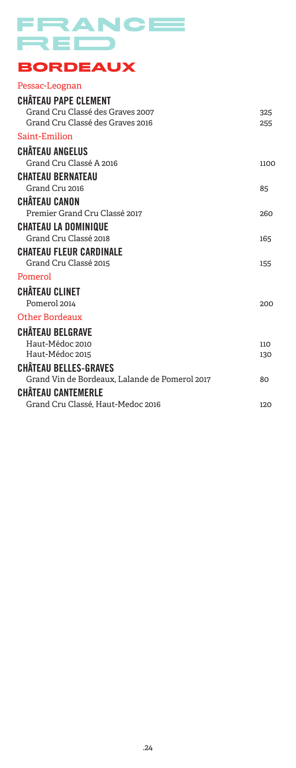# FRANCE RED

## BORDEAUX

### Pessac-Leognan

**CHÂTEAU PAPE CLEMENT**

| | |
|---|---|
| Grand Cru Classé des Graves 2007 | 325 |
| Grand Cru Classé des Graves 2016 | 255 |

### Saint-Emilion

**CHÂTEAU ANGELUS**

| | |
|---|---|
| Grand Cru Classé A 2016 | 1100 |

**CHATEAU BERNATEAU**

| | |
|---|---|
| Grand Cru 2016 | 85 |

**CHÂTEAU CANON**

| | |
|---|---|
| Premier Grand Cru Classé 2017 | 260 |

**CHATEAU LA DOMINIQUE**

| | |
|---|---|
| Grand Cru Classé 2018 | 165 |

**CHATEAU FLEUR CARDINALE**

| | |
|---|---|
| Grand Cru Classé 2015 | 155 |

### Pomerol

**CHÂTEAU CLINET**

| | |
|---|---|
| Pomerol 2014 | 200 |

### Other Bordeaux

**CHÂTEAU BELGRAVE**

| | |
|---|---|
| Haut-Médoc 2010 | 110 |
| Haut-Médoc 2015 | 130 |

**CHÂTEAU BELLES-GRAVES**

| | |
|---|---|
| Grand Vin de Bordeaux, Lalande de Pomerol 2017 | 80 |

**CHÂTEAU CANTEMERLE**

| | |
|---|---|
| Grand Cru Classé, Haut-Medoc 2016 | 120 |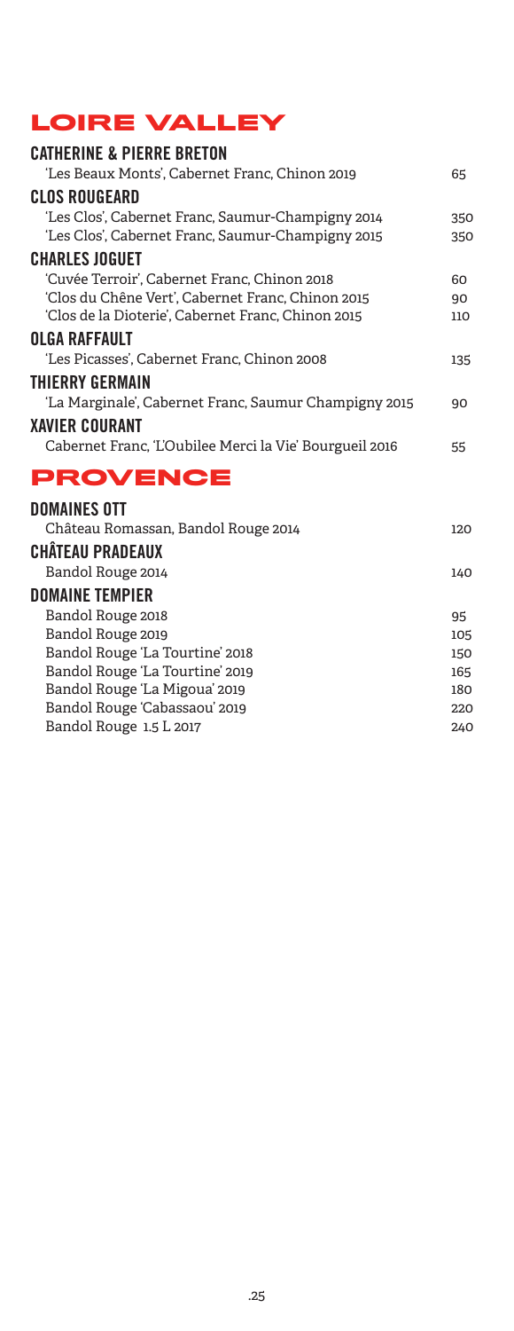# LOIRE VALLEY

### CATHERINE & PIERRE BRETON

| | |
|---|---|
| 'Les Beaux Monts', Cabernet Franc, Chinon 2019 | 65 |

### CLOS ROUGEARD

| | |
|---|---|
| 'Les Clos', Cabernet Franc, Saumur-Champigny 2014 | 350 |
| 'Les Clos', Cabernet Franc, Saumur-Champigny 2015 | 350 |

### CHARLES JOGUET

| | |
|---|---|
| 'Cuvée Terroir', Cabernet Franc, Chinon 2018 | 60 |
| 'Clos du Chêne Vert', Cabernet Franc, Chinon 2015 | 90 |
| 'Clos de la Dioterie', Cabernet Franc, Chinon 2015 | 110 |

### OLGA RAFFAULT

| | |
|---|---|
| 'Les Picasses', Cabernet Franc, Chinon 2008 | 135 |

### THIERRY GERMAIN

| | |
|---|---|
| 'La Marginale', Cabernet Franc, Saumur Champigny 2015 | 90 |

### XAVIER COURANT

| | |
|---|---|
| Cabernet Franc, 'L'Oubilee Merci la Vie' Bourgueil 2016 | 55 |

# PROVENCE

### DOMAINES OTT

| | |
|---|---|
| Château Romassan, Bandol Rouge 2014 | 120 |

### CHÂTEAU PRADEAUX

| | |
|---|---|
| Bandol Rouge 2014 | 140 |

### DOMAINE TEMPIER

| | |
|---|---|
| Bandol Rouge 2018 | 95 |
| Bandol Rouge 2019 | 105 |
| Bandol Rouge 'La Tourtine' 2018 | 150 |
| Bandol Rouge 'La Tourtine' 2019 | 165 |
| Bandol Rouge 'La Migoua' 2019 | 180 |
| Bandol Rouge 'Cabassaou' 2019 | 220 |
| Bandol Rouge 1.5 L 2017 | 240 |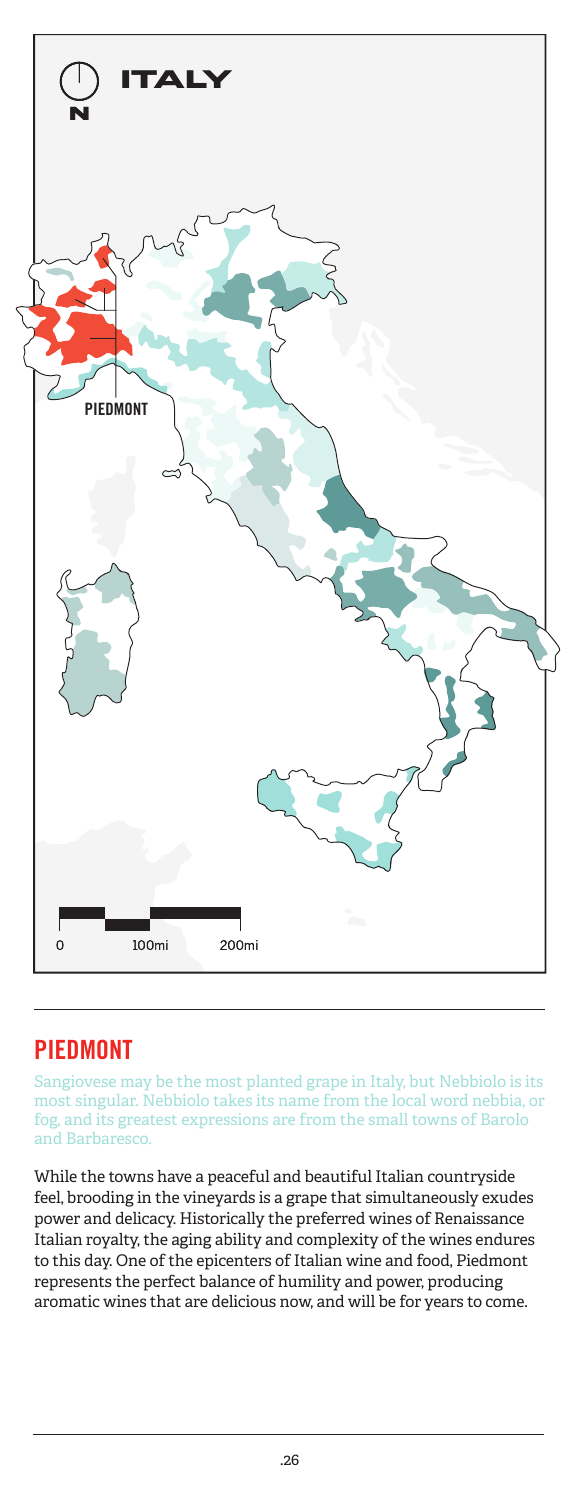ITALY

N

PIEDMONT

0 100mi 200mi

## PIEDMONT

Sangiovese may be the most planted grape in Italy, but Nebbiolo is its most singular. Nebbiolo takes its name from the local word nebbia, or fog, and its greatest expressions are from the small towns of Barolo and Barbaresco.

While the towns have a peaceful and beautiful Italian countryside feel, brooding in the vineyards is a grape that simultaneously exudes power and delicacy. Historically the preferred wines of Renaissance Italian royalty, the aging ability and complexity of the wines endures to this day. One of the epicenters of Italian wine and food, Piedmont represents the perfect balance of humility and power, producing aromatic wines that are delicious now, and will be for years to come.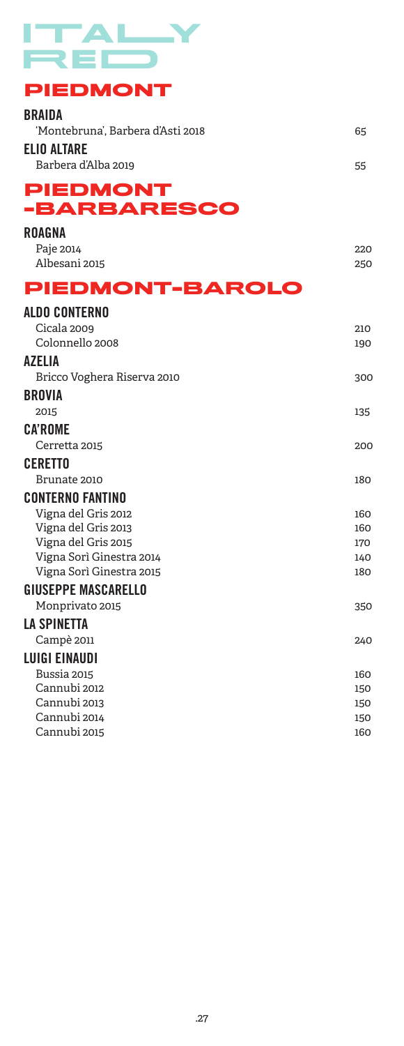# ITALY RED

## PIEDMONT

**BRAIDA**

| | |
|---|---|
| 'Montebruna', Barbera d'Asti 2018 | 65 |

**ELIO ALTARE**

| | |
|---|---|
| Barbera d'Alba 2019 | 55 |

## PIEDMONT -BARBARESCO

**ROAGNA**

| | |
|---|---|
| Paje 2014 | 220 |
| Albesani 2015 | 250 |

## PIEDMONT-BAROLO

**ALDO CONTERNO**

| | |
|---|---|
| Cicala 2009 | 210 |
| Colonnello 2008 | 190 |

**AZELIA**

| | |
|---|---|
| Bricco Voghera Riserva 2010 | 300 |

**BROVIA**

| | |
|---|---|
| 2015 | 135 |

**CA'ROME**

| | |
|---|---|
| Cerretta 2015 | 200 |

**CERETTO**

| | |
|---|---|
| Brunate 2010 | 180 |

**CONTERNO FANTINO**

| | |
|---|---|
| Vigna del Gris 2012 | 160 |
| Vigna del Gris 2013 | 160 |
| Vigna del Gris 2015 | 170 |
| Vigna Sorì Ginestra 2014 | 140 |
| Vigna Sorì Ginestra 2015 | 180 |

**GIUSEPPE MASCARELLO**

| | |
|---|---|
| Monprivato 2015 | 350 |

**LA SPINETTA**

| | |
|---|---|
| Campè 2011 | 240 |

**LUIGI EINAUDI**

| | |
|---|---|
| Bussia 2015 | 160 |
| Cannubi 2012 | 150 |
| Cannubi 2013 | 150 |
| Cannubi 2014 | 150 |
| Cannubi 2015 | 160 |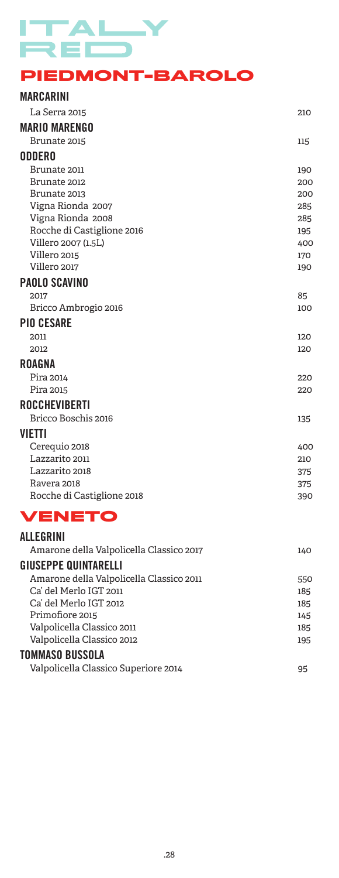# ITALY RED

## PIEDMONT-BAROLO

### MARCARINI

| | |
|---|---|
| La Serra 2015 | 210 |

### MARIO MARENGO

| | |
|---|---|
| Brunate 2015 | 115 |

### ODDERO

| | |
|---|---|
| Brunate 2011 | 190 |
| Brunate 2012 | 200 |
| Brunate 2013 | 200 |
| Vigna Rionda 2007 | 285 |
| Vigna Rionda 2008 | 285 |
| Rocche di Castiglione 2016 | 195 |
| Villero 2007 (1.5L) | 400 |
| Villero 2015 | 170 |
| Villero 2017 | 190 |

### PAOLO SCAVINO

| | |
|---|---|
| 2017 | 85 |
| Bricco Ambrogio 2016 | 100 |

### PIO CESARE

| | |
|---|---|
| 2011 | 120 |
| 2012 | 120 |

### ROAGNA

| | |
|---|---|
| Pira 2014 | 220 |
| Pira 2015 | 220 |

### ROCCHEVIBERTI

| | |
|---|---|
| Bricco Boschis 2016 | 135 |

### VIETTI

| | |
|---|---|
| Cerequio 2018 | 400 |
| Lazzarito 2011 | 210 |
| Lazzarito 2018 | 375 |
| Ravera 2018 | 375 |
| Rocche di Castiglione 2018 | 390 |

## VENETO

### ALLEGRINI

| | |
|---|---|
| Amarone della Valpolicella Classico 2017 | 140 |

### GIUSEPPE QUINTARELLI

| | |
|---|---|
| Amarone della Valpolicella Classico 2011 | 550 |
| Ca' del Merlo IGT 2011 | 185 |
| Ca' del Merlo IGT 2012 | 185 |
| Primofiore 2015 | 145 |
| Valpolicella Classico 2011 | 185 |
| Valpolicella Classico 2012 | 195 |

### TOMMASO BUSSOLA

| | |
|---|---|
| Valpolicella Classico Superiore 2014 | 95 |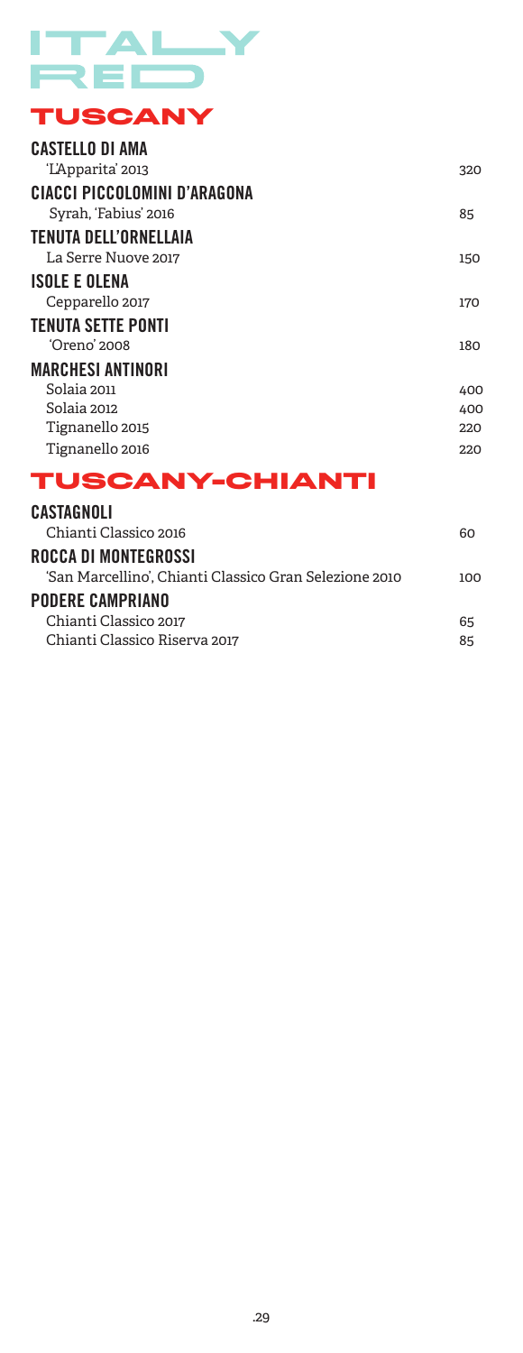# ITALY RED

## TUSCANY

### CASTELLO DI AMA

'L'Apparita' 2013 — 320

### CIACCI PICCOLOMINI D'ARAGONA

Syrah, 'Fabius' 2016 — 85

### TENUTA DELL'ORNELLAIA

La Serre Nuove 2017 — 150

### ISOLE E OLENA

Cepparello 2017 — 170

### TENUTA SETTE PONTI

'Oreno' 2008 — 180

### MARCHESI ANTINORI

Solaia 2011 — 400
Solaia 2012 — 400
Tignanello 2015 — 220
Tignanello 2016 — 220

## TUSCANY-CHIANTI

### CASTAGNOLI

Chianti Classico 2016 — 60

### ROCCA DI MONTEGROSSI

'San Marcellino', Chianti Classico Gran Selezione 2010 — 100

### PODERE CAMPRIANO

Chianti Classico 2017 — 65
Chianti Classico Riserva 2017 — 85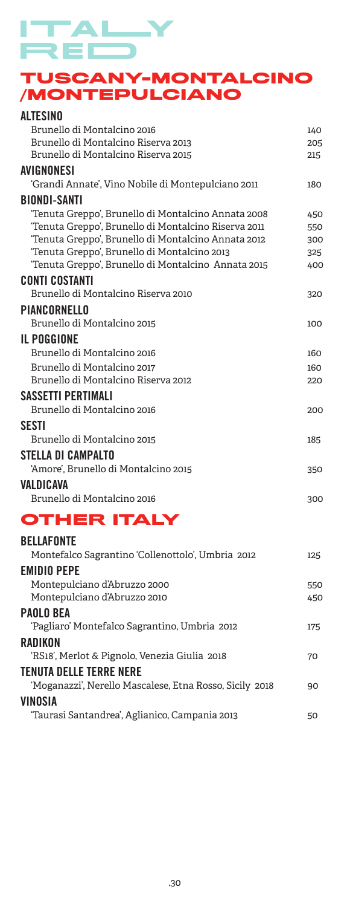# ITALY RED

## TUSCANY-MONTALCINO /MONTEPULCIANO

### ALTESINO

| | |
|---|---|
| Brunello di Montalcino 2016 | 140 |
| Brunello di Montalcino Riserva 2013 | 205 |
| Brunello di Montalcino Riserva 2015 | 215 |

### AVIGNONESI

| | |
|---|---|
| 'Grandi Annate', Vino Nobile di Montepulciano 2011 | 180 |

### BIONDI-SANTI

| | |
|---|---|
| 'Tenuta Greppo', Brunello di Montalcino Annata 2008 | 450 |
| 'Tenuta Greppo', Brunello di Montalcino Riserva 2011 | 550 |
| 'Tenuta Greppo', Brunello di Montalcino Annata 2012 | 300 |
| 'Tenuta Greppo', Brunello di Montalcino 2013 | 325 |
| 'Tenuta Greppo', Brunello di Montalcino Annata 2015 | 400 |

### CONTI COSTANTI

| | |
|---|---|
| Brunello di Montalcino Riserva 2010 | 320 |

### PIANCORNELLO

| | |
|---|---|
| Brunello di Montalcino 2015 | 100 |

### IL POGGIONE

| | |
|---|---|
| Brunello di Montalcino 2016 | 160 |
| Brunello di Montalcino 2017 | 160 |
| Brunello di Montalcino Riserva 2012 | 220 |

### SASSETTI PERTIMALI

| | |
|---|---|
| Brunello di Montalcino 2016 | 200 |

### SESTI

| | |
|---|---|
| Brunello di Montalcino 2015 | 185 |

### STELLA DI CAMPALTO

| | |
|---|---|
| 'Amore', Brunello di Montalcino 2015 | 350 |

### VALDICAVA

| | |
|---|---|
| Brunello di Montalcino 2016 | 300 |

## OTHER ITALY

### BELLAFONTE

| | |
|---|---|
| Montefalco Sagrantino 'Collenottolo', Umbria 2012 | 125 |

### EMIDIO PEPE

| | |
|---|---|
| Montepulciano d'Abruzzo 2000 | 550 |
| Montepulciano d'Abruzzo 2010 | 450 |

### PAOLO BEA

| | |
|---|---|
| 'Pagliaro' Montefalco Sagrantino, Umbria 2012 | 175 |

### RADIKON

| | |
|---|---|
| 'RS18', Merlot & Pignolo, Venezia Giulia 2018 | 70 |

### TENUTA DELLE TERRE NERE

| | |
|---|---|
| 'Moganazzi', Nerello Mascalese, Etna Rosso, Sicily 2018 | 90 |

### VINOSIA

| | |
|---|---|
| 'Taurasi Santandrea', Aglianico, Campania 2013 | 50 |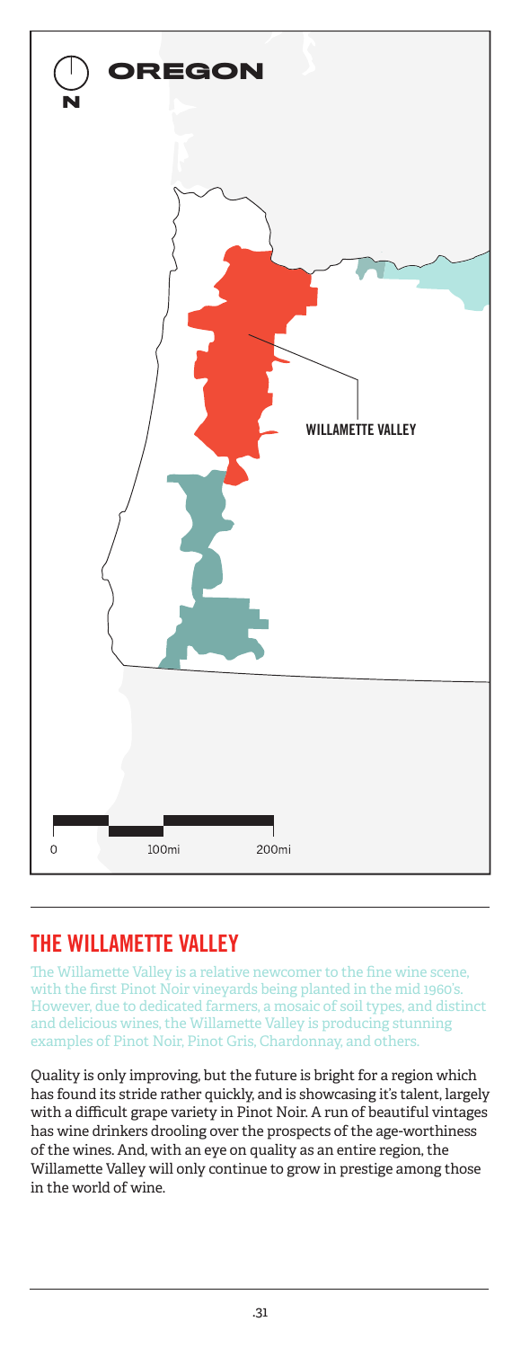OREGON

N

WILLAMETTE VALLEY

0 100mi 200mi

## THE WILLAMETTE VALLEY

The Willamette Valley is a relative newcomer to the fine wine scene, with the first Pinot Noir vineyards being planted in the mid 1960's. However, due to dedicated farmers, a mosaic of soil types, and distinct and delicious wines, the Willamette Valley is producing stunning examples of Pinot Noir, Pinot Gris, Chardonnay, and others.

Quality is only improving, but the future is bright for a region which has found its stride rather quickly, and is showcasing it's talent, largely with a difficult grape variety in Pinot Noir. A run of beautiful vintages has wine drinkers drooling over the prospects of the age-worthiness of the wines. And, with an eye on quality as an entire region, the Willamette Valley will only continue to grow in prestige among those in the world of wine.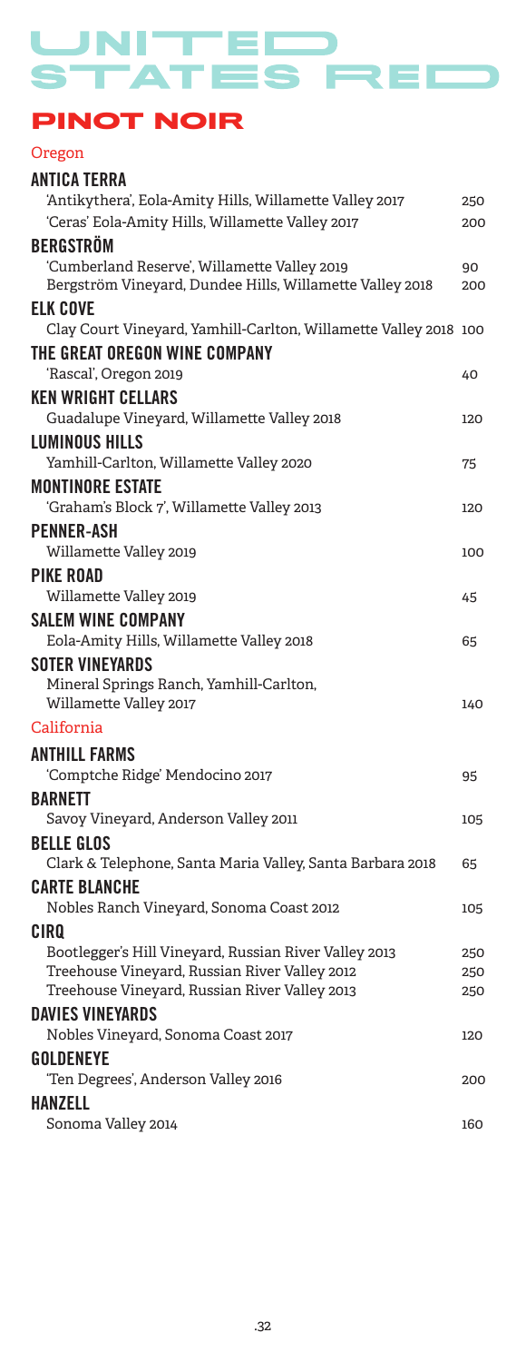# UNITED STATES RED

## PINOT NOIR

### Oregon

**ANTICA TERRA**
'Antikythera', Eola-Amity Hills, Willamette Valley 2017 — 250
'Ceras' Eola-Amity Hills, Willamette Valley 2017 — 200

**BERGSTRÖM**
'Cumberland Reserve', Willamette Valley 2019 — 90
Bergström Vineyard, Dundee Hills, Willamette Valley 2018 — 200

**ELK COVE**
Clay Court Vineyard, Yamhill-Carlton, Willamette Valley 2018 — 100

**THE GREAT OREGON WINE COMPANY**
'Rascal', Oregon 2019 — 40

**KEN WRIGHT CELLARS**
Guadalupe Vineyard, Willamette Valley 2018 — 120

**LUMINOUS HILLS**
Yamhill-Carlton, Willamette Valley 2020 — 75

**MONTINORE ESTATE**
'Graham's Block 7', Willamette Valley 2013 — 120

**PENNER-ASH**
Willamette Valley 2019 — 100

**PIKE ROAD**
Willamette Valley 2019 — 45

**SALEM WINE COMPANY**
Eola-Amity Hills, Willamette Valley 2018 — 65

**SOTER VINEYARDS**
Mineral Springs Ranch, Yamhill-Carlton, Willamette Valley 2017 — 140

### California

**ANTHILL FARMS**
'Comptche Ridge' Mendocino 2017 — 95

**BARNETT**
Savoy Vineyard, Anderson Valley 2011 — 105

**BELLE GLOS**
Clark & Telephone, Santa Maria Valley, Santa Barbara 2018 — 65

**CARTE BLANCHE**
Nobles Ranch Vineyard, Sonoma Coast 2012 — 105

**CIRQ**
Bootlegger's Hill Vineyard, Russian River Valley 2013 — 250
Treehouse Vineyard, Russian River Valley 2012 — 250
Treehouse Vineyard, Russian River Valley 2013 — 250

**DAVIES VINEYARDS**
Nobles Vineyard, Sonoma Coast 2017 — 120

**GOLDENEYE**
'Ten Degrees', Anderson Valley 2016 — 200

**HANZELL**
Sonoma Valley 2014 — 160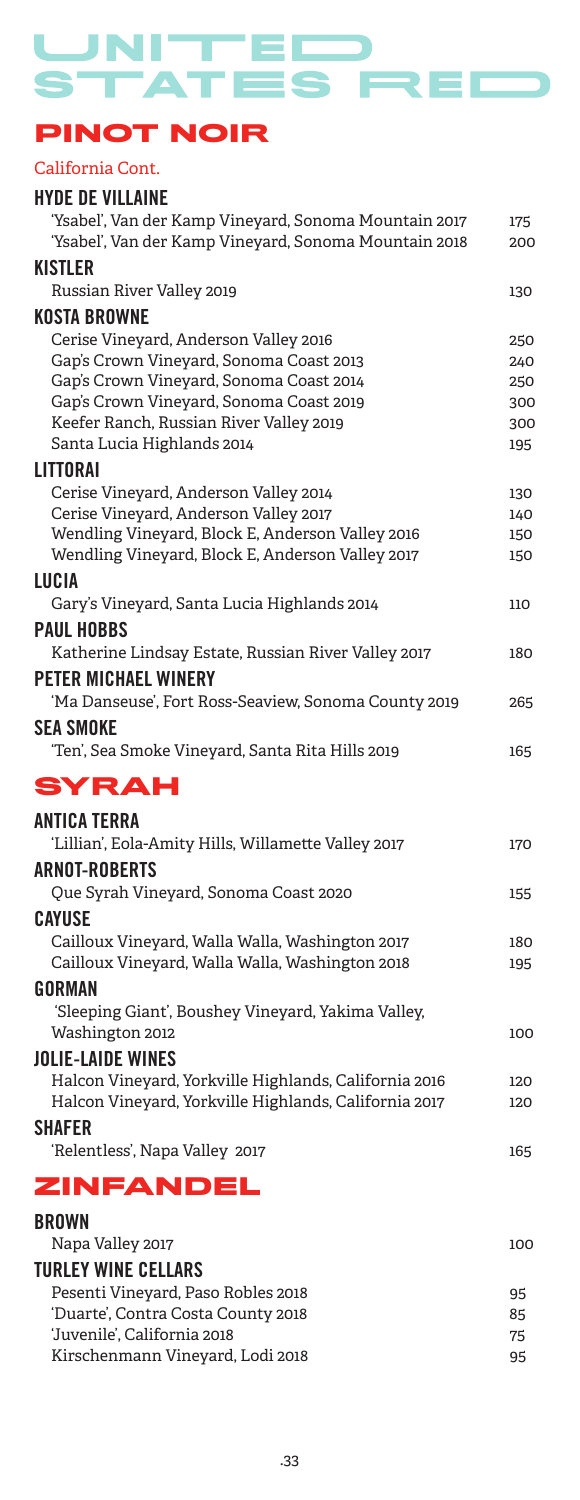# UNITED STATES RED

## PINOT NOIR

California Cont.

### HYDE DE VILLAINE

- 'Ysabel', Van der Kamp Vineyard, Sonoma Mountain 2017 — 175
- 'Ysabel', Van der Kamp Vineyard, Sonoma Mountain 2018 — 200

### KISTLER

- Russian River Valley 2019 — 130

### KOSTA BROWNE

- Cerise Vineyard, Anderson Valley 2016 — 250
- Gap's Crown Vineyard, Sonoma Coast 2013 — 240
- Gap's Crown Vineyard, Sonoma Coast 2014 — 250
- Gap's Crown Vineyard, Sonoma Coast 2019 — 300
- Keefer Ranch, Russian River Valley 2019 — 300
- Santa Lucia Highlands 2014 — 195

### LITTORAI

- Cerise Vineyard, Anderson Valley 2014 — 130
- Cerise Vineyard, Anderson Valley 2017 — 140
- Wendling Vineyard, Block E, Anderson Valley 2016 — 150
- Wendling Vineyard, Block E, Anderson Valley 2017 — 150

### LUCIA

- Gary's Vineyard, Santa Lucia Highlands 2014 — 110

### PAUL HOBBS

- Katherine Lindsay Estate, Russian River Valley 2017 — 180

### PETER MICHAEL WINERY

- 'Ma Danseuse', Fort Ross-Seaview, Sonoma County 2019 — 265

### SEA SMOKE

- 'Ten', Sea Smoke Vineyard, Santa Rita Hills 2019 — 165

## SYRAH

### ANTICA TERRA

- 'Lillian', Eola-Amity Hills, Willamette Valley 2017 — 170

### ARNOT-ROBERTS

- Que Syrah Vineyard, Sonoma Coast 2020 — 155

### CAYUSE

- Cailloux Vineyard, Walla Walla, Washington 2017 — 180
- Cailloux Vineyard, Walla Walla, Washington 2018 — 195

### GORMAN

- 'Sleeping Giant', Boushey Vineyard, Yakima Valley, Washington 2012 — 100

### JOLIE-LAIDE WINES

- Halcon Vineyard, Yorkville Highlands, California 2016 — 120
- Halcon Vineyard, Yorkville Highlands, California 2017 — 120

### SHAFER

- 'Relentless', Napa Valley 2017 — 165

## ZINFANDEL

### BROWN

- Napa Valley 2017 — 100

### TURLEY WINE CELLARS

- Pesenti Vineyard, Paso Robles 2018 — 95
- 'Duarte', Contra Costa County 2018 — 85
- 'Juvenile', California 2018 — 75
- Kirschenmann Vineyard, Lodi 2018 — 95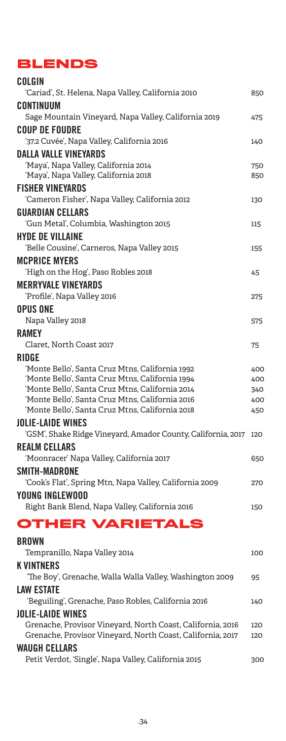# BLENDS

**COLGIN**

'Cariad', St. Helena, Napa Valley, California 2010 — 850

**CONTINUUM**

Sage Mountain Vineyard, Napa Valley, California 2019 — 475

**COUP DE FOUDRE**

'37.2 Cuvée', Napa Valley, California 2016 — 140

**DALLA VALLE VINEYARDS**

'Maya', Napa Valley, California 2014 — 750
'Maya', Napa Valley, California 2018 — 850

**FISHER VINEYARDS**

'Cameron Fisher', Napa Valley, California 2012 — 130

**GUARDIAN CELLARS**

'Gun Metal', Columbia, Washington 2015 — 115

**HYDE DE VILLAINE**

'Belle Cousine', Carneros, Napa Valley 2015 — 155

**MCPRICE MYERS**

'High on the Hog', Paso Robles 2018 — 45

**MERRYVALE VINEYARDS**

'Profile', Napa Valley 2016 — 275

**OPUS ONE**

Napa Valley 2018 — 575

**RAMEY**

Claret, North Coast 2017 — 75

**RIDGE**

'Monte Bello', Santa Cruz Mtns, California 1992 — 400
'Monte Bello', Santa Cruz Mtns, California 1994 — 400
'Monte Bello', Santa Cruz Mtns, California 2014 — 340
'Monte Bello', Santa Cruz Mtns, California 2016 — 400
'Monte Bello', Santa Cruz Mtns, California 2018 — 450

**JOLIE-LAIDE WINES**

'GSM', Shake Ridge Vineyard, Amador County, California, 2017 — 120

**REALM CELLARS**

'Moonracer' Napa Valley, California 2017 — 650

**SMITH-MADRONE**

'Cook's Flat', Spring Mtn, Napa Valley, California 2009 — 270

**YOUNG INGLEWOOD**

Right Bank Blend, Napa Valley, California 2016 — 150

# OTHER VARIETALS

**BROWN**

Tempranillo, Napa Valley 2014 — 100

**K VINTNERS**

'The Boy', Grenache, Walla Walla Valley, Washington 2009 — 95

**LAW ESTATE**

'Beguiling', Grenache, Paso Robles, California 2016 — 140

**JOLIE-LAIDE WINES**

Grenache, Provisor Vineyard, North Coast, California, 2016 — 120
Grenache, Provisor Vineyard, North Coast, California, 2017 — 120

**WAUGH CELLARS**

Petit Verdot, 'Single', Napa Valley, California 2015 — 300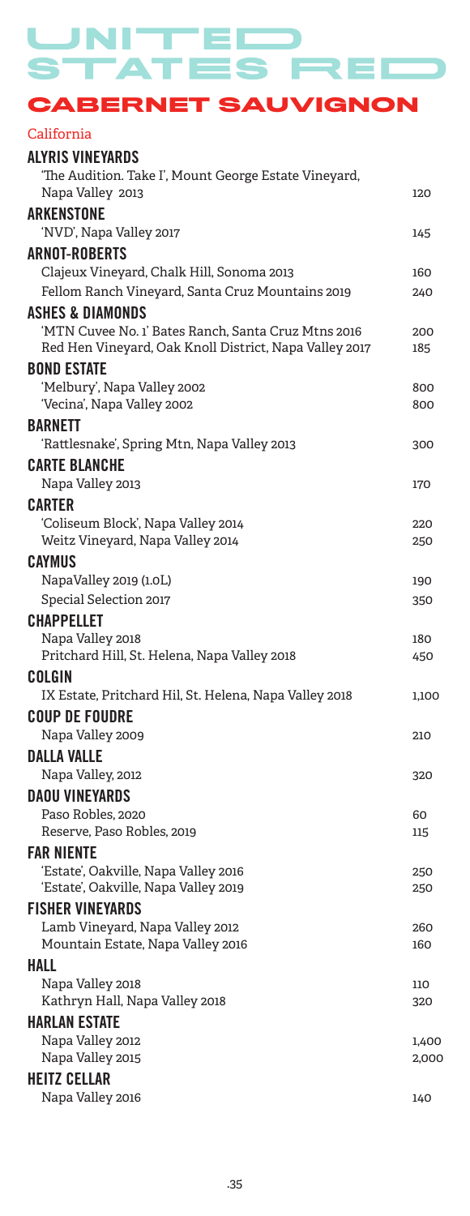# UNITED STATES RED

## CABERNET SAUVIGNON

### California

**ALYRIS VINEYARDS**

'The Audition. Take I', Mount George Estate Vineyard, Napa Valley 2013 — 120

**ARKENSTONE**

'NVD', Napa Valley 2017 — 145

**ARNOT-ROBERTS**

Clajeux Vineyard, Chalk Hill, Sonoma 2013 — 160

Fellom Ranch Vineyard, Santa Cruz Mountains 2019 — 240

**ASHES & DIAMONDS**

'MTN Cuvee No. 1' Bates Ranch, Santa Cruz Mtns 2016 — 200

Red Hen Vineyard, Oak Knoll District, Napa Valley 2017 — 185

**BOND ESTATE**

'Melbury', Napa Valley 2002 — 800

'Vecina', Napa Valley 2002 — 800

**BARNETT**

'Rattlesnake', Spring Mtn, Napa Valley 2013 — 300

**CARTE BLANCHE**

Napa Valley 2013 — 170

**CARTER**

'Coliseum Block', Napa Valley 2014 — 220

Weitz Vineyard, Napa Valley 2014 — 250

**CAYMUS**

NapaValley 2019 (1.0L) — 190

Special Selection 2017 — 350

**CHAPPELLET**

Napa Valley 2018 — 180

Pritchard Hill, St. Helena, Napa Valley 2018 — 450

**COLGIN**

IX Estate, Pritchard Hil, St. Helena, Napa Valley 2018 — 1,100

**COUP DE FOUDRE**

Napa Valley 2009 — 210

**DALLA VALLE**

Napa Valley, 2012 — 320

**DAOU VINEYARDS**

Paso Robles, 2020 — 60

Reserve, Paso Robles, 2019 — 115

**FAR NIENTE**

'Estate', Oakville, Napa Valley 2016 — 250

'Estate', Oakville, Napa Valley 2019 — 250

**FISHER VINEYARDS**

Lamb Vineyard, Napa Valley 2012 — 260

Mountain Estate, Napa Valley 2016 — 160

**HALL**

Napa Valley 2018 — 110

Kathryn Hall, Napa Valley 2018 — 320

**HARLAN ESTATE**

Napa Valley 2012 — 1,400

Napa Valley 2015 — 2,000

**HEITZ CELLAR**

Napa Valley 2016 — 140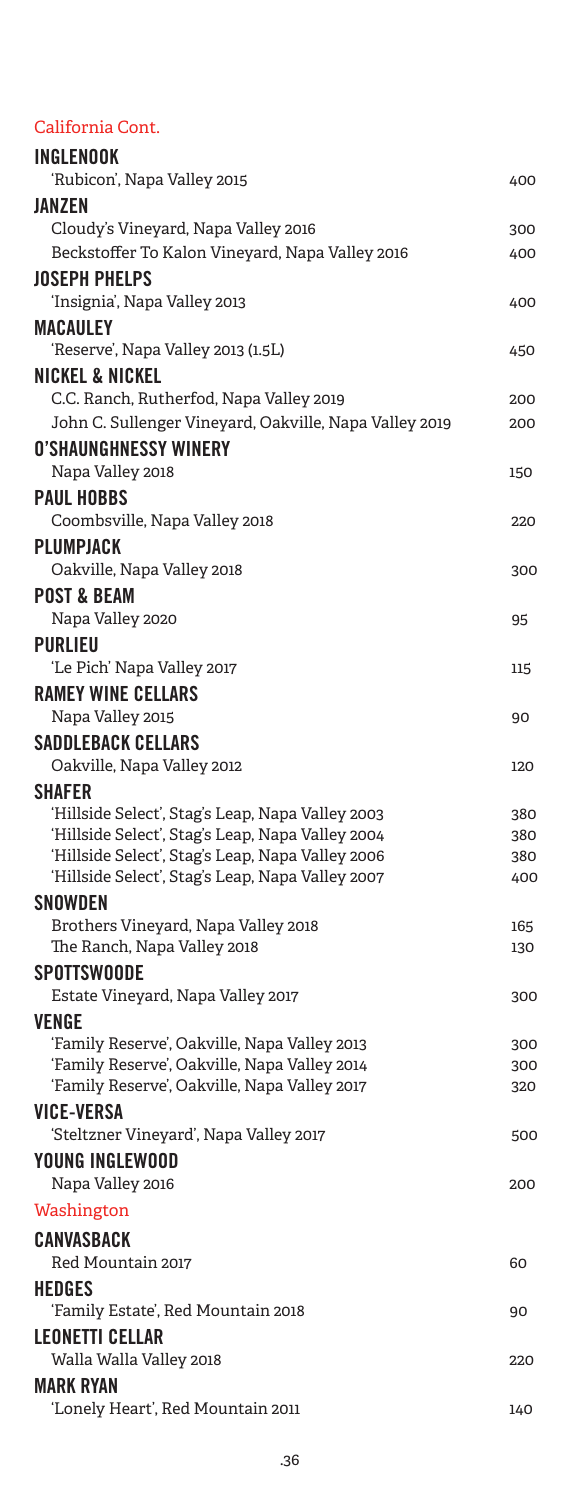## California Cont.

**INGLENOOK**
'Rubicon', Napa Valley 2015 — 400

**JANZEN**
Cloudy's Vineyard, Napa Valley 2016 — 300
Beckstoffer To Kalon Vineyard, Napa Valley 2016 — 400

**JOSEPH PHELPS**
'Insignia', Napa Valley 2013 — 400

**MACAULEY**
'Reserve', Napa Valley 2013 (1.5L) — 450

**NICKEL & NICKEL**
C.C. Ranch, Rutherfod, Napa Valley 2019 — 200
John C. Sullenger Vineyard, Oakville, Napa Valley 2019 — 200

**O'SHAUNGHNESSY WINERY**
Napa Valley 2018 — 150

**PAUL HOBBS**
Coombsville, Napa Valley 2018 — 220

**PLUMPJACK**
Oakville, Napa Valley 2018 — 300

**POST & BEAM**
Napa Valley 2020 — 95

**PURLIEU**
'Le Pich' Napa Valley 2017 — 115

**RAMEY WINE CELLARS**
Napa Valley 2015 — 90

**SADDLEBACK CELLARS**
Oakville, Napa Valley 2012 — 120

**SHAFER**
'Hillside Select', Stag's Leap, Napa Valley 2003 — 380
'Hillside Select', Stag's Leap, Napa Valley 2004 — 380
'Hillside Select', Stag's Leap, Napa Valley 2006 — 380
'Hillside Select', Stag's Leap, Napa Valley 2007 — 400

**SNOWDEN**
Brothers Vineyard, Napa Valley 2018 — 165
The Ranch, Napa Valley 2018 — 130

**SPOTTSWOODE**
Estate Vineyard, Napa Valley 2017 — 300

**VENGE**
'Family Reserve', Oakville, Napa Valley 2013 — 300
'Family Reserve', Oakville, Napa Valley 2014 — 300
'Family Reserve', Oakville, Napa Valley 2017 — 320

**VICE-VERSA**
'Steltzner Vineyard', Napa Valley 2017 — 500

**YOUNG INGLEWOOD**
Napa Valley 2016 — 200

## Washington

**CANVASBACK**
Red Mountain 2017 — 60

**HEDGES**
'Family Estate', Red Mountain 2018 — 90

**LEONETTI CELLAR**
Walla Walla Valley 2018 — 220

**MARK RYAN**
'Lonely Heart', Red Mountain 2011 — 140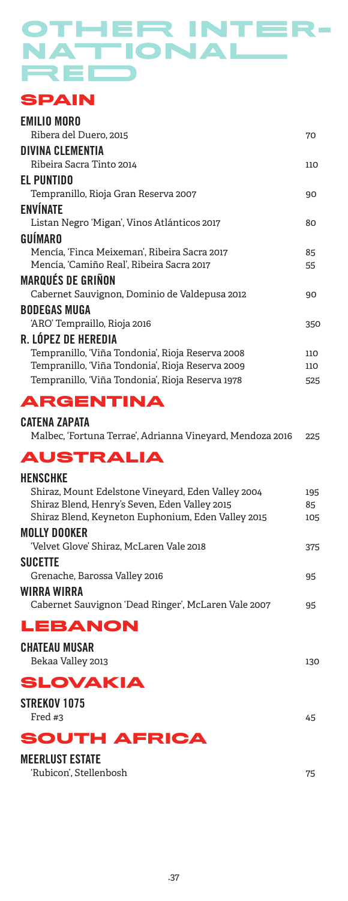# OTHER INTERNATIONAL RED

## SPAIN

**EMILIO MORO**
Ribera del Duero, 2015 — 70

**DIVINA CLEMENTIA**
Ribeira Sacra Tinto 2014 — 110

**EL PUNTIDO**
Tempranillo, Rioja Gran Reserva 2007 — 90

**ENVÍNATE**
Listan Negro 'Migan', Vinos Atlánticos 2017 — 80

**GUÍMARO**
Mencía, 'Finca Meixeman', Ribeira Sacra 2017 — 85
Mencía, 'Camiño Real', Ribeira Sacra 2017 — 55

**MARQUÉS DE GRIÑON**
Cabernet Sauvignon, Dominio de Valdepusa 2012 — 90

**BODEGAS MUGA**
'ARO' Tempraillo, Rioja 2016 — 350

**R. LÓPEZ DE HEREDIA**
Tempranillo, 'Viña Tondonia', Rioja Reserva 2008 — 110
Tempranillo, 'Viña Tondonia', Rioja Reserva 2009 — 110
Tempranillo, 'Viña Tondonia', Rioja Reserva 1978 — 525

## ARGENTINA

**CATENA ZAPATA**
Malbec, 'Fortuna Terrae', Adrianna Vineyard, Mendoza 2016 — 225

## AUSTRALIA

**HENSCHKE**
Shiraz, Mount Edelstone Vineyard, Eden Valley 2004 — 195
Shiraz Blend, Henry's Seven, Eden Valley 2015 — 85
Shiraz Blend, Keyneton Euphonium, Eden Valley 2015 — 105

**MOLLY DOOKER**
'Velvet Glove' Shiraz, McLaren Vale 2018 — 375

**SUCETTE**
Grenache, Barossa Valley 2016 — 95

**WIRRA WIRRA**
Cabernet Sauvignon 'Dead Ringer', McLaren Vale 2007 — 95

## LEBANON

**CHATEAU MUSAR**
Bekaa Valley 2013 — 130

## SLOVAKIA

**STREKOV 1075**
Fred #3 — 45

## SOUTH AFRICA

**MEERLUST ESTATE**
'Rubicon', Stellenbosh — 75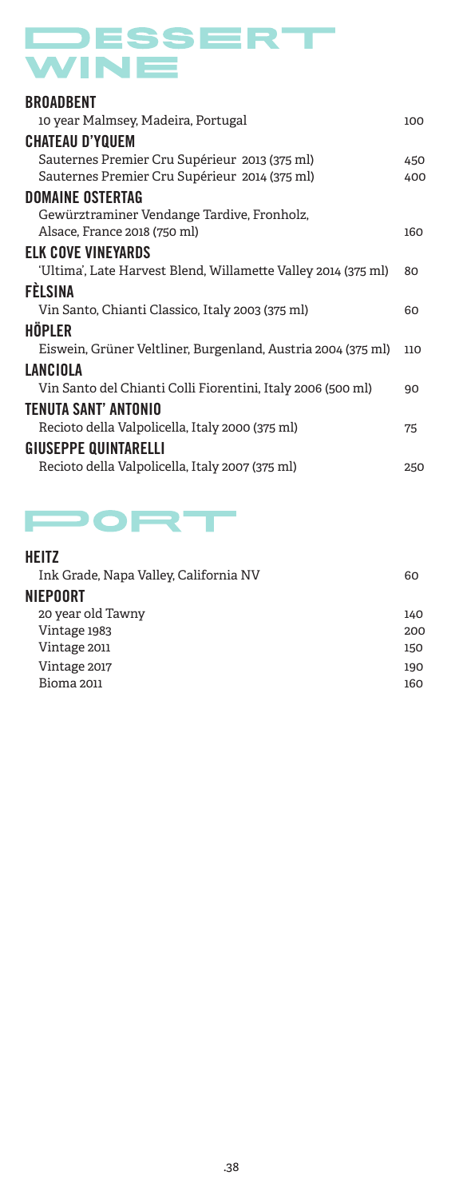# DESSERT WINE

### BROADBENT
10 year Malmsey, Madeira, Portugal — 100

### CHATEAU D'YQUEM
Sauternes Premier Cru Supérieur 2013 (375 ml) — 450
Sauternes Premier Cru Supérieur 2014 (375 ml) — 400

### DOMAINE OSTERTAG
Gewürztraminer Vendange Tardive, Fronholz, Alsace, France 2018 (750 ml) — 160

### ELK COVE VINEYARDS
'Ultima', Late Harvest Blend, Willamette Valley 2014 (375 ml) — 80

### FÈLSINA
Vin Santo, Chianti Classico, Italy 2003 (375 ml) — 60

### HÖPLER
Eiswein, Grüner Veltliner, Burgenland, Austria 2004 (375 ml) — 110

### LANCIOLA
Vin Santo del Chianti Colli Fiorentini, Italy 2006 (500 ml) — 90

### TENUTA SANT' ANTONIO
Recioto della Valpolicella, Italy 2000 (375 ml) — 75

### GIUSEPPE QUINTARELLI
Recioto della Valpolicella, Italy 2007 (375 ml) — 250

# PORT

### HEITZ
Ink Grade, Napa Valley, California NV — 60

### NIEPOORT
20 year old Tawny — 140
Vintage 1983 — 200
Vintage 2011 — 150
Vintage 2017 — 190
Bioma 2011 — 160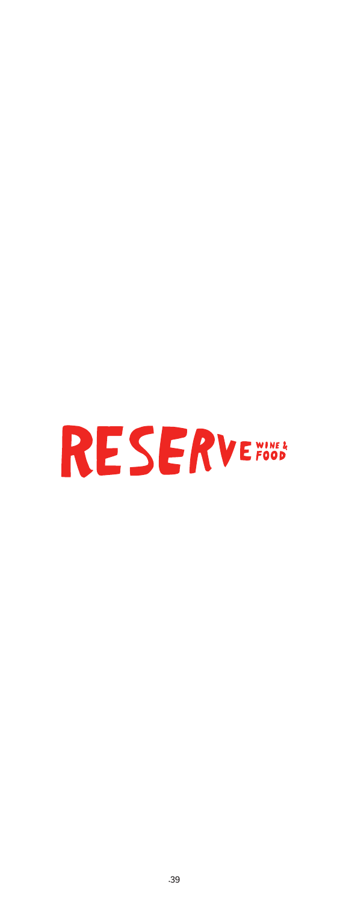RESERVE WINE & FOOD